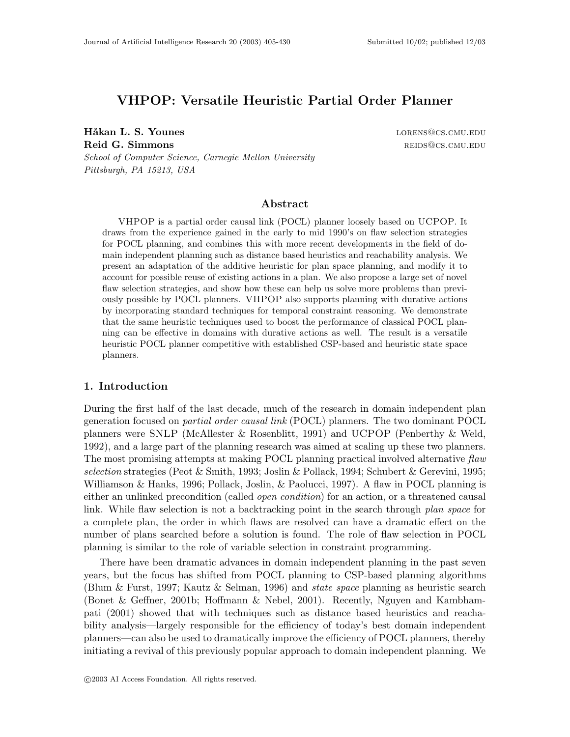# VHPOP: Versatile Heuristic Partial Order Planner

**Håkan L. S. Younes** LORENS@CS.CMU.EDU
**Reid G. Simmons** REIDS@CS.CMU.EDU
*School of Computer Science, Carnegie Mellon University*
*Pittsburgh, PA 15213, USA*

## Abstract

VHPOP is a partial order causal link (POCL) planner loosely based on UCPOP. It draws from the experience gained in the early to mid 1990's on flaw selection strategies for POCL planning, and combines this with more recent developments in the field of domain independent planning such as distance based heuristics and reachability analysis. We present an adaptation of the additive heuristic for plan space planning, and modify it to account for possible reuse of existing actions in a plan. We also propose a large set of novel flaw selection strategies, and show how these can help us solve more problems than previously possible by POCL planners. VHPOP also supports planning with durative actions by incorporating standard techniques for temporal constraint reasoning. We demonstrate that the same heuristic techniques used to boost the performance of classical POCL planning can be effective in domains with durative actions as well. The result is a versatile heuristic POCL planner competitive with established CSP-based and heuristic state space planners.

## 1. Introduction

During the first half of the last decade, much of the research in domain independent plan generation focused on *partial order causal link* (POCL) planners. The two dominant POCL planners were SNLP (McAllester & Rosenblitt, 1991) and UCPOP (Penberthy & Weld, 1992), and a large part of the planning research was aimed at scaling up these two planners. The most promising attempts at making POCL planning practical involved alternative *flaw selection* strategies (Peot & Smith, 1993; Joslin & Pollack, 1994; Schubert & Gerevini, 1995; Williamson & Hanks, 1996; Pollack, Joslin, & Paolucci, 1997). A flaw in POCL planning is either an unlinked precondition (called *open condition*) for an action, or a threatened causal link. While flaw selection is not a backtracking point in the search through *plan space* for a complete plan, the order in which flaws are resolved can have a dramatic effect on the number of plans searched before a solution is found. The role of flaw selection in POCL planning is similar to the role of variable selection in constraint programming.

There have been dramatic advances in domain independent planning in the past seven years, but the focus has shifted from POCL planning to CSP-based planning algorithms (Blum & Furst, 1997; Kautz & Selman, 1996) and *state space* planning as heuristic search (Bonet & Geffner, 2001b; Hoffmann & Nebel, 2001). Recently, Nguyen and Kambhampati (2001) showed that with techniques such as distance based heuristics and reachability analysis—largely responsible for the efficiency of today's best domain independent planners—can also be used to dramatically improve the efficiency of POCL planners, thereby initiating a revival of this previously popular approach to domain independent planning. We

©2003 AI Access Foundation. All rights reserved.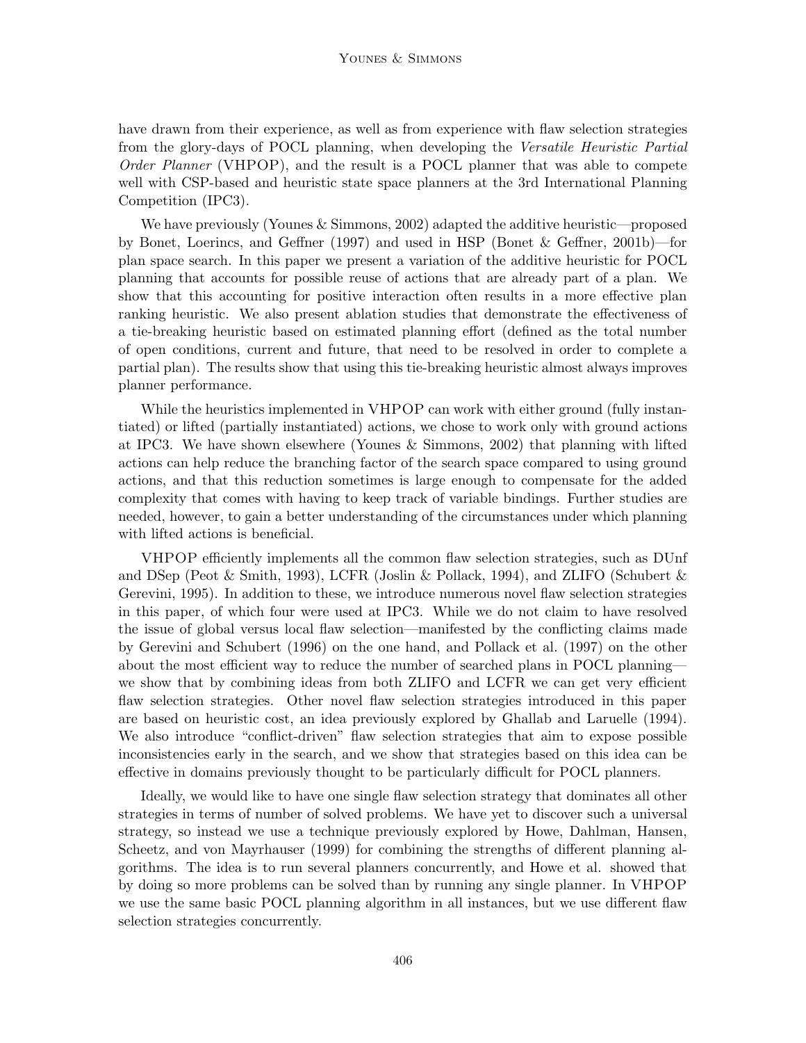have drawn from their experience, as well as from experience with flaw selection strategies from the glory-days of POCL planning, when developing the *Versatile Heuristic Partial Order Planner* (VHPOP), and the result is a POCL planner that was able to compete well with CSP-based and heuristic state space planners at the 3rd International Planning Competition (IPC3).

We have previously (Younes & Simmons, 2002) adapted the additive heuristic—proposed by Bonet, Loerincs, and Geffner (1997) and used in HSP (Bonet & Geffner, 2001b)—for plan space search. In this paper we present a variation of the additive heuristic for POCL planning that accounts for possible reuse of actions that are already part of a plan. We show that this accounting for positive interaction often results in a more effective plan ranking heuristic. We also present ablation studies that demonstrate the effectiveness of a tie-breaking heuristic based on estimated planning effort (defined as the total number of open conditions, current and future, that need to be resolved in order to complete a partial plan). The results show that using this tie-breaking heuristic almost always improves planner performance.

While the heuristics implemented in VHPOP can work with either ground (fully instantiated) or lifted (partially instantiated) actions, we chose to work only with ground actions at IPC3. We have shown elsewhere (Younes & Simmons, 2002) that planning with lifted actions can help reduce the branching factor of the search space compared to using ground actions, and that this reduction sometimes is large enough to compensate for the added complexity that comes with having to keep track of variable bindings. Further studies are needed, however, to gain a better understanding of the circumstances under which planning with lifted actions is beneficial.

VHPOP efficiently implements all the common flaw selection strategies, such as DUnf and DSep (Peot & Smith, 1993), LCFR (Joslin & Pollack, 1994), and ZLIFO (Schubert & Gerevini, 1995). In addition to these, we introduce numerous novel flaw selection strategies in this paper, of which four were used at IPC3. While we do not claim to have resolved the issue of global versus local flaw selection—manifested by the conflicting claims made by Gerevini and Schubert (1996) on the one hand, and Pollack et al. (1997) on the other about the most efficient way to reduce the number of searched plans in POCL planning—we show that by combining ideas from both ZLIFO and LCFR we can get very efficient flaw selection strategies. Other novel flaw selection strategies introduced in this paper are based on heuristic cost, an idea previously explored by Ghallab and Laruelle (1994). We also introduce "conflict-driven" flaw selection strategies that aim to expose possible inconsistencies early in the search, and we show that strategies based on this idea can be effective in domains previously thought to be particularly difficult for POCL planners.

Ideally, we would like to have one single flaw selection strategy that dominates all other strategies in terms of number of solved problems. We have yet to discover such a universal strategy, so instead we use a technique previously explored by Howe, Dahlman, Hansen, Scheetz, and von Mayrhauser (1999) for combining the strengths of different planning algorithms. The idea is to run several planners concurrently, and Howe et al. showed that by doing so more problems can be solved than by running any single planner. In VHPOP we use the same basic POCL planning algorithm in all instances, but we use different flaw selection strategies concurrently.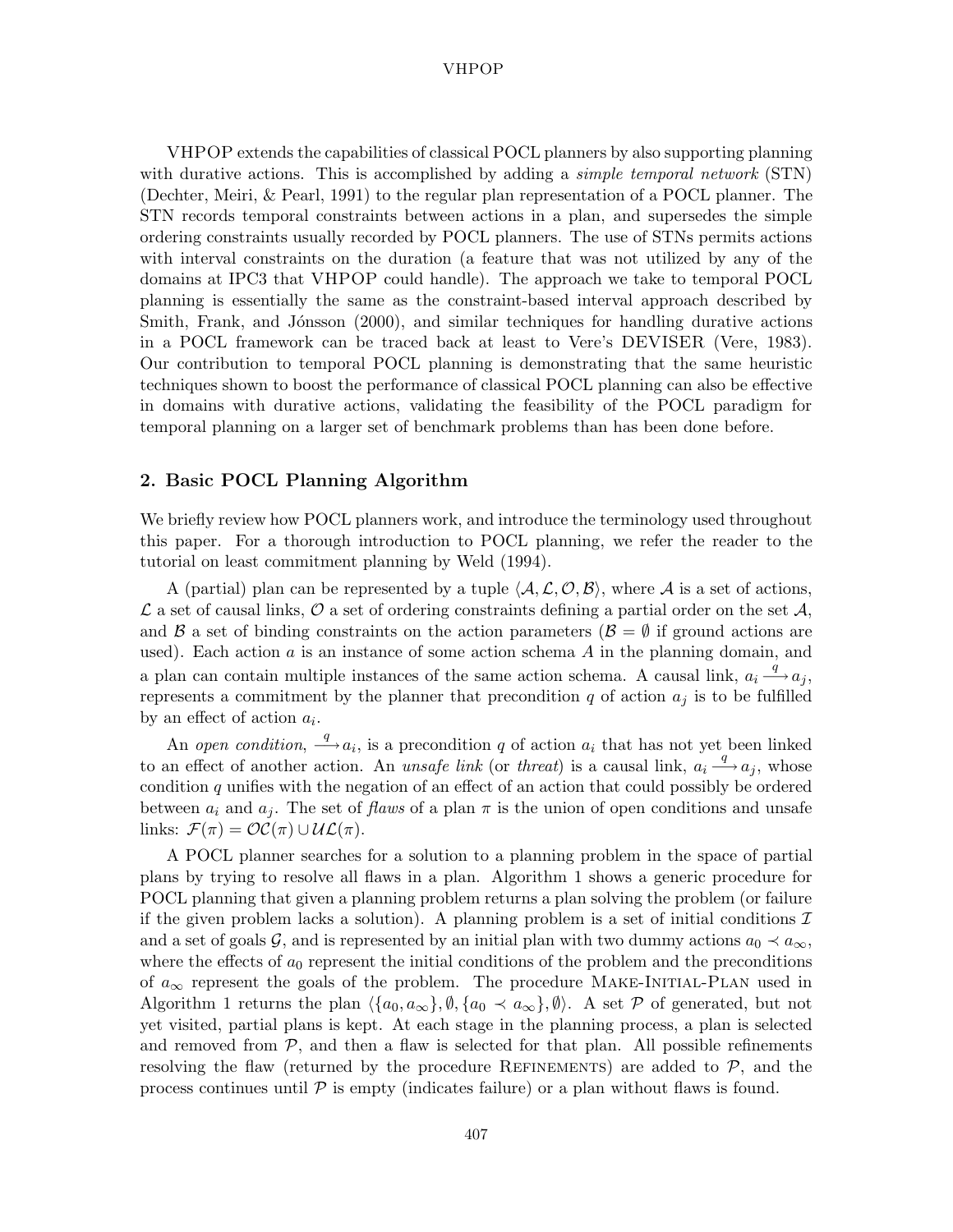VHPOP extends the capabilities of classical POCL planners by also supporting planning with durative actions. This is accomplished by adding a *simple temporal network* (STN) (Dechter, Meiri, & Pearl, 1991) to the regular plan representation of a POCL planner. The STN records temporal constraints between actions in a plan, and supersedes the simple ordering constraints usually recorded by POCL planners. The use of STNs permits actions with interval constraints on the duration (a feature that was not utilized by any of the domains at IPC3 that VHPOP could handle). The approach we take to temporal POCL planning is essentially the same as the constraint-based interval approach described by Smith, Frank, and Jónsson (2000), and similar techniques for handling durative actions in a POCL framework can be traced back at least to Vere's DEVISER (Vere, 1983). Our contribution to temporal POCL planning is demonstrating that the same heuristic techniques shown to boost the performance of classical POCL planning can also be effective in domains with durative actions, validating the feasibility of the POCL paradigm for temporal planning on a larger set of benchmark problems than has been done before.

## 2. Basic POCL Planning Algorithm

We briefly review how POCL planners work, and introduce the terminology used throughout this paper. For a thorough introduction to POCL planning, we refer the reader to the tutorial on least commitment planning by Weld (1994).

A (partial) plan can be represented by a tuple $\langle \mathcal{A}, \mathcal{L}, \mathcal{O}, \mathcal{B} \rangle$, where $\mathcal{A}$ is a set of actions, $\mathcal{L}$ a set of causal links, $\mathcal{O}$ a set of ordering constraints defining a partial order on the set $\mathcal{A}$, and $\mathcal{B}$ a set of binding constraints on the action parameters ($\mathcal{B} = \emptyset$ if ground actions are used). Each action $a$ is an instance of some action schema $A$ in the planning domain, and a plan can contain multiple instances of the same action schema. A causal link, $a_i \xrightarrow{q} a_j$, represents a commitment by the planner that precondition $q$ of action $a_j$ is to be fulfilled by an effect of action $a_i$.

An *open condition*, $\xrightarrow{q} a_i$, is a precondition $q$ of action $a_i$ that has not yet been linked to an effect of another action. An *unsafe link* (or *threat*) is a causal link, $a_i \xrightarrow{q} a_j$, whose condition $q$ unifies with the negation of an effect of an action that could possibly be ordered between $a_i$ and $a_j$. The set of *flaws* of a plan $\pi$ is the union of open conditions and unsafe links: $\mathcal{F}(\pi) = \mathcal{OC}(\pi) \cup \mathcal{UL}(\pi)$.

A POCL planner searches for a solution to a planning problem in the space of partial plans by trying to resolve all flaws in a plan. Algorithm 1 shows a generic procedure for POCL planning that given a planning problem returns a plan solving the problem (or failure if the given problem lacks a solution). A planning problem is a set of initial conditions $\mathcal{I}$ and a set of goals $\mathcal{G}$, and is represented by an initial plan with two dummy actions $a_0 \prec a_\infty$, where the effects of $a_0$ represent the initial conditions of the problem and the preconditions of $a_\infty$ represent the goals of the problem. The procedure Make-Initial-Plan used in Algorithm 1 returns the plan $\langle \{a_0, a_\infty\}, \emptyset, \{a_0 \prec a_\infty\}, \emptyset \rangle$. A set $\mathcal{P}$ of generated, but not yet visited, partial plans is kept. At each stage in the planning process, a plan is selected and removed from $\mathcal{P}$, and then a flaw is selected for that plan. All possible refinements resolving the flaw (returned by the procedure Refinements) are added to $\mathcal{P}$, and the process continues until $\mathcal{P}$ is empty (indicates failure) or a plan without flaws is found.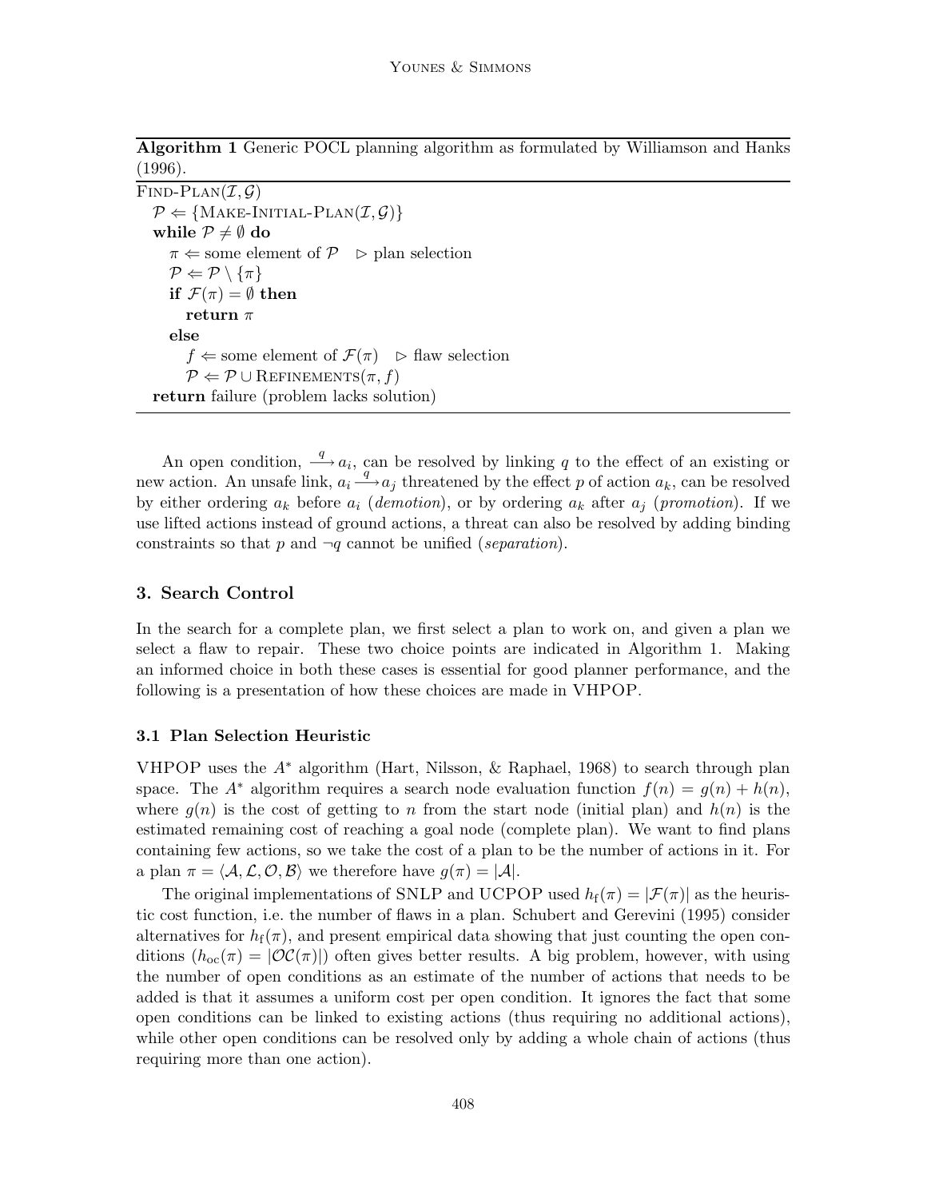**Algorithm 1** Generic POCL planning algorithm as formulated by Williamson and Hanks (1996).

```
FIND-PLAN(I, G)
  P ⇐ {MAKE-INITIAL-PLAN(I, G)}
  while P ≠ ∅ do
    π ⇐ some element of P    ▷ plan selection
    P ⇐ P \ {π}
    if F(π) = ∅ then
      return π
    else
      f ⇐ some element of F(π)    ▷ flaw selection
      P ⇐ P ∪ REFINEMENTS(π, f)
  return failure (problem lacks solution)
```

An open condition, $\xrightarrow{q} a_i$, can be resolved by linking $q$ to the effect of an existing or new action. An unsafe link, $a_i \xrightarrow{q} a_j$ threatened by the effect $p$ of action $a_k$, can be resolved by either ordering $a_k$ before $a_i$ (*demotion*), or by ordering $a_k$ after $a_j$ (*promotion*). If we use lifted actions instead of ground actions, a threat can also be resolved by adding binding constraints so that $p$ and $\neg q$ cannot be unified (*separation*).

## 3. Search Control

In the search for a complete plan, we first select a plan to work on, and given a plan we select a flaw to repair. These two choice points are indicated in Algorithm 1. Making an informed choice in both these cases is essential for good planner performance, and the following is a presentation of how these choices are made in VHPOP.

### 3.1 Plan Selection Heuristic

VHPOP uses the $A^*$ algorithm (Hart, Nilsson, & Raphael, 1968) to search through plan space. The $A^*$ algorithm requires a search node evaluation function $f(n) = g(n) + h(n)$, where $g(n)$ is the cost of getting to $n$ from the start node (initial plan) and $h(n)$ is the estimated remaining cost of reaching a goal node (complete plan). We want to find plans containing few actions, so we take the cost of a plan to be the number of actions in it. For a plan $\pi = \langle \mathcal{A}, \mathcal{L}, \mathcal{O}, \mathcal{B} \rangle$ we therefore have $g(\pi) = |\mathcal{A}|$.

The original implementations of SNLP and UCPOP used $h_{\mathrm{f}}(\pi) = |\mathcal{F}(\pi)|$ as the heuristic cost function, i.e. the number of flaws in a plan. Schubert and Gerevini (1995) consider alternatives for $h_{\mathrm{f}}(\pi)$, and present empirical data showing that just counting the open conditions ($h_{\mathrm{oc}}(\pi) = |\mathcal{OC}(\pi)|$) often gives better results. A big problem, however, with using the number of open conditions as an estimate of the number of actions that needs to be added is that it assumes a uniform cost per open condition. It ignores the fact that some open conditions can be linked to existing actions (thus requiring no additional actions), while other open conditions can be resolved only by adding a whole chain of actions (thus requiring more than one action).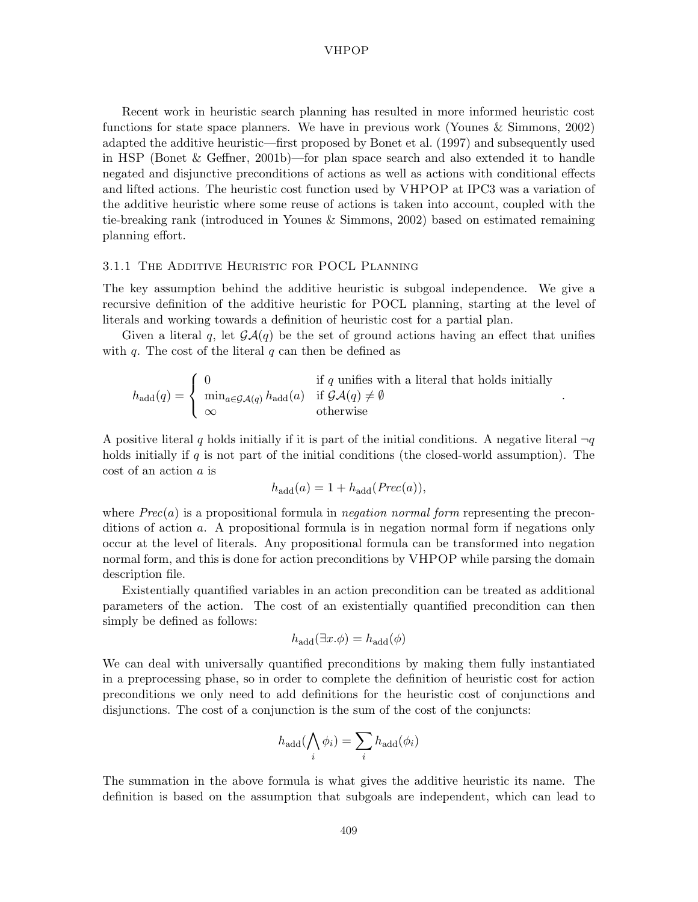Recent work in heuristic search planning has resulted in more informed heuristic cost functions for state space planners. We have in previous work (Younes & Simmons, 2002) adapted the additive heuristic—first proposed by Bonet et al. (1997) and subsequently used in HSP (Bonet & Geffner, 2001b)—for plan space search and also extended it to handle negated and disjunctive preconditions of actions as well as actions with conditional effects and lifted actions. The heuristic cost function used by VHPOP at IPC3 was a variation of the additive heuristic where some reuse of actions is taken into account, coupled with the tie-breaking rank (introduced in Younes & Simmons, 2002) based on estimated remaining planning effort.

#### 3.1.1 The Additive Heuristic for POCL Planning

The key assumption behind the additive heuristic is subgoal independence. We give a recursive definition of the additive heuristic for POCL planning, starting at the level of literals and working towards a definition of heuristic cost for a partial plan.

Given a literal $q$, let $\mathcal{GA}(q)$ be the set of ground actions having an effect that unifies with $q$. The cost of the literal $q$ can then be defined as

$$h_{\text{add}}(q) = \begin{cases} 0 & \text{if } q \text{ unifies with a literal that holds initially} \\ \min_{a \in \mathcal{GA}(q)} h_{\text{add}}(a) & \text{if } \mathcal{GA}(q) \neq \emptyset \\ \infty & \text{otherwise} \end{cases} .$$

A positive literal $q$ holds initially if it is part of the initial conditions. A negative literal $\neg q$ holds initially if $q$ is not part of the initial conditions (the closed-world assumption). The cost of an action $a$ is

$$h_{\text{add}}(a) = 1 + h_{\text{add}}(\mathit{Prec}(a)),$$

where $\mathit{Prec}(a)$ is a propositional formula in *negation normal form* representing the preconditions of action $a$. A propositional formula is in negation normal form if negations only occur at the level of literals. Any propositional formula can be transformed into negation normal form, and this is done for action preconditions by VHPOP while parsing the domain description file.

Existentially quantified variables in an action precondition can be treated as additional parameters of the action. The cost of an existentially quantified precondition can then simply be defined as follows:

$$h_{\text{add}}(\exists x.\phi) = h_{\text{add}}(\phi)$$

We can deal with universally quantified preconditions by making them fully instantiated in a preprocessing phase, so in order to complete the definition of heuristic cost for action preconditions we only need to add definitions for the heuristic cost of conjunctions and disjunctions. The cost of a conjunction is the sum of the cost of the conjuncts:

$$h_{\text{add}}(\bigwedge_i \phi_i) = \sum_i h_{\text{add}}(\phi_i)$$

The summation in the above formula is what gives the additive heuristic its name. The definition is based on the assumption that subgoals are independent, which can lead to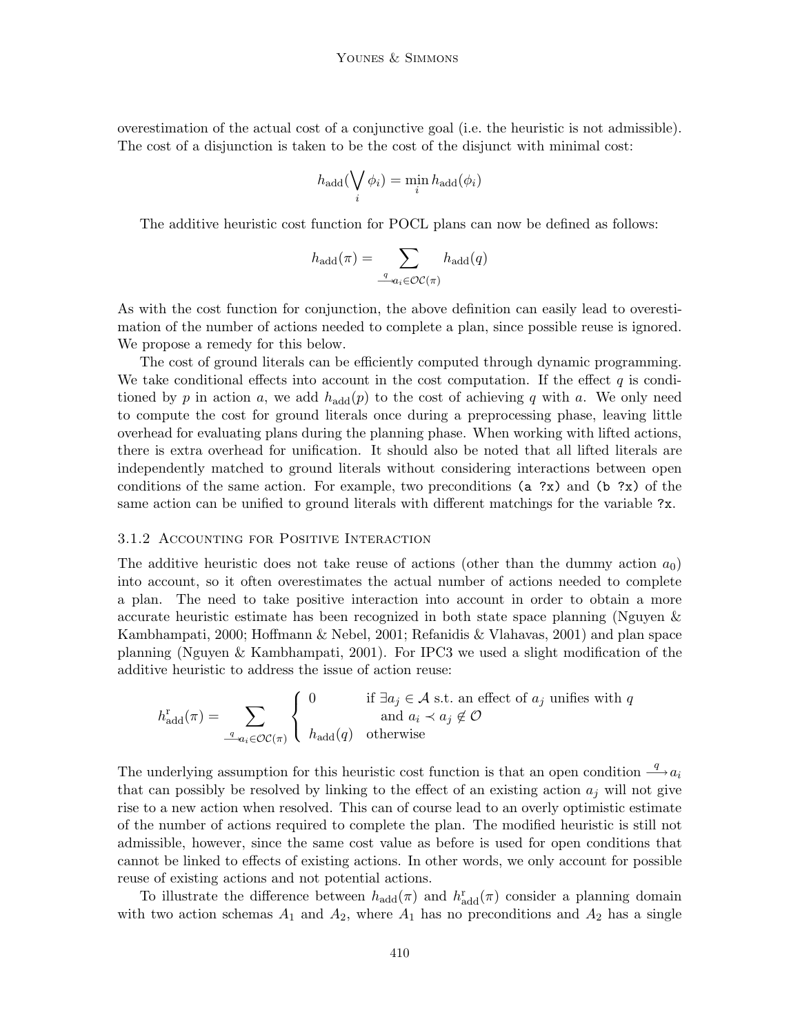overestimation of the actual cost of a conjunctive goal (i.e. the heuristic is not admissible). The cost of a disjunction is taken to be the cost of the disjunct with minimal cost:

$$h_{\text{add}}(\bigvee_i \phi_i) = \min_i h_{\text{add}}(\phi_i)$$

The additive heuristic cost function for POCL plans can now be defined as follows:

$$h_{\text{add}}(\pi) = \sum_{\xrightarrow{q} a_i \in \mathcal{OC}(\pi)} h_{\text{add}}(q)$$

As with the cost function for conjunction, the above definition can easily lead to overestimation of the number of actions needed to complete a plan, since possible reuse is ignored. We propose a remedy for this below.

The cost of ground literals can be efficiently computed through dynamic programming. We take conditional effects into account in the cost computation. If the effect $q$ is conditioned by $p$ in action $a$, we add $h_{\text{add}}(p)$ to the cost of achieving $q$ with $a$. We only need to compute the cost for ground literals once during a preprocessing phase, leaving little overhead for evaluating plans during the planning phase. When working with lifted actions, there is extra overhead for unification. It should also be noted that all lifted literals are independently matched to ground literals without considering interactions between open conditions of the same action. For example, two preconditions `(a ?x)` and `(b ?x)` of the same action can be unified to ground literals with different matchings for the variable `?x`.

#### 3.1.2 Accounting for Positive Interaction

The additive heuristic does not take reuse of actions (other than the dummy action $a_0$) into account, so it often overestimates the actual number of actions needed to complete a plan. The need to take positive interaction into account in order to obtain a more accurate heuristic estimate has been recognized in both state space planning (Nguyen & Kambhampati, 2000; Hoffmann & Nebel, 2001; Refanidis & Vlahavas, 2001) and plan space planning (Nguyen & Kambhampati, 2001). For IPC3 we used a slight modification of the additive heuristic to address the issue of action reuse:

$$h^{\text{r}}_{\text{add}}(\pi) = \sum_{\xrightarrow{q} a_i \in \mathcal{OC}(\pi)} \begin{cases} 0 & \text{if } \exists a_j \in \mathcal{A} \text{ s.t. an effect of } a_j \text{ unifies with } q \\ & \quad \text{and } a_i \prec a_j \notin \mathcal{O} \\ h_{\text{add}}(q) & \text{otherwise} \end{cases}$$

The underlying assumption for this heuristic cost function is that an open condition $\xrightarrow{q} a_i$ that can possibly be resolved by linking to the effect of an existing action $a_j$ will not give rise to a new action when resolved. This can of course lead to an overly optimistic estimate of the number of actions required to complete the plan. The modified heuristic is still not admissible, however, since the same cost value as before is used for open conditions that cannot be linked to effects of existing actions. In other words, we only account for possible reuse of existing actions and not potential actions.

To illustrate the difference between $h_{\text{add}}(\pi)$ and $h^{\text{r}}_{\text{add}}(\pi)$ consider a planning domain with two action schemas $A_1$ and $A_2$, where $A_1$ has no preconditions and $A_2$ has a single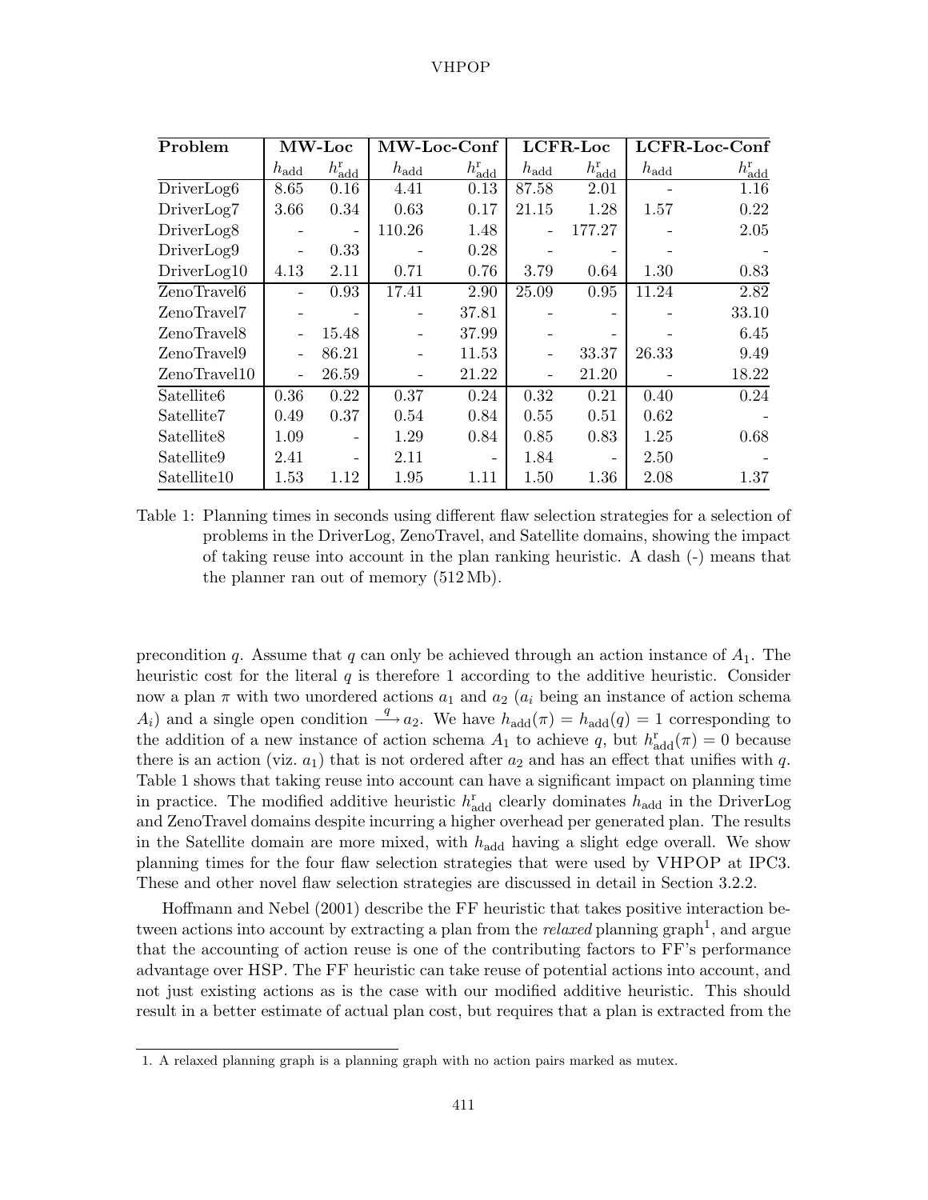| Problem | MW-Loc | | MW-Loc-Conf | | LCFR-Loc | | LCFR-Loc-Conf | |
|---|---|---|---|---|---|---|---|---|
| | $h_{\text{add}}$ | $h^{\text{r}}_{\text{add}}$ | $h_{\text{add}}$ | $h^{\text{r}}_{\text{add}}$ | $h_{\text{add}}$ | $h^{\text{r}}_{\text{add}}$ | $h_{\text{add}}$ | $h^{\text{r}}_{\text{add}}$ |
| DriverLog6 | 8.65 | 0.16 | 4.41 | 0.13 | 87.58 | 2.01 | - | 1.16 |
| DriverLog7 | 3.66 | 0.34 | 0.63 | 0.17 | 21.15 | 1.28 | 1.57 | 0.22 |
| DriverLog8 | - | - | 110.26 | 1.48 | - | 177.27 | - | 2.05 |
| DriverLog9 | - | 0.33 | - | 0.28 | - | - | - | - |
| DriverLog10 | 4.13 | 2.11 | 0.71 | 0.76 | 3.79 | 0.64 | 1.30 | 0.83 |
| ZenoTravel6 | - | 0.93 | 17.41 | 2.90 | 25.09 | 0.95 | 11.24 | 2.82 |
| ZenoTravel7 | - | - | - | 37.81 | - | - | - | 33.10 |
| ZenoTravel8 | - | 15.48 | - | 37.99 | - | - | - | 6.45 |
| ZenoTravel9 | - | 86.21 | - | 11.53 | - | 33.37 | 26.33 | 9.49 |
| ZenoTravel10 | - | 26.59 | - | 21.22 | - | 21.20 | - | 18.22 |
| Satellite6 | 0.36 | 0.22 | 0.37 | 0.24 | 0.32 | 0.21 | 0.40 | 0.24 |
| Satellite7 | 0.49 | 0.37 | 0.54 | 0.84 | 0.55 | 0.51 | 0.62 | - |
| Satellite8 | 1.09 | - | 1.29 | 0.84 | 0.85 | 0.83 | 1.25 | 0.68 |
| Satellite9 | 2.41 | - | 2.11 | - | 1.84 | - | 2.50 | - |
| Satellite10 | 1.53 | 1.12 | 1.95 | 1.11 | 1.50 | 1.36 | 2.08 | 1.37 |

Table 1: Planning times in seconds using different flaw selection strategies for a selection of problems in the DriverLog, ZenoTravel, and Satellite domains, showing the impact of taking reuse into account in the plan ranking heuristic. A dash (-) means that the planner ran out of memory (512 Mb).

precondition $q$. Assume that $q$ can only be achieved through an action instance of $A_1$. The heuristic cost for the literal $q$ is therefore 1 according to the additive heuristic. Consider now a plan $\pi$ with two unordered actions $a_1$ and $a_2$ ($a_i$ being an instance of action schema $A_i$) and a single open condition $\xrightarrow{q} a_2$. We have $h_{\text{add}}(\pi) = h_{\text{add}}(q) = 1$ corresponding to the addition of a new instance of action schema $A_1$ to achieve $q$, but $h^{\text{r}}_{\text{add}}(\pi) = 0$ because there is an action (viz. $a_1$) that is not ordered after $a_2$ and has an effect that unifies with $q$. Table 1 shows that taking reuse into account can have a significant impact on planning time in practice. The modified additive heuristic $h^{\text{r}}_{\text{add}}$ clearly dominates $h_{\text{add}}$ in the DriverLog and ZenoTravel domains despite incurring a higher overhead per generated plan. The results in the Satellite domain are more mixed, with $h_{\text{add}}$ having a slight edge overall. We show planning times for the four flaw selection strategies that were used by VHPOP at IPC3. These and other novel flaw selection strategies are discussed in detail in Section 3.2.2.

Hoffmann and Nebel (2001) describe the FF heuristic that takes positive interaction between actions into account by extracting a plan from the *relaxed* planning graph[1], and argue that the accounting of action reuse is one of the contributing factors to FF's performance advantage over HSP. The FF heuristic can take reuse of potential actions into account, and not just existing actions as is the case with our modified additive heuristic. This should result in a better estimate of actual plan cost, but requires that a plan is extracted from the

1. A relaxed planning graph is a planning graph with no action pairs marked as mutex.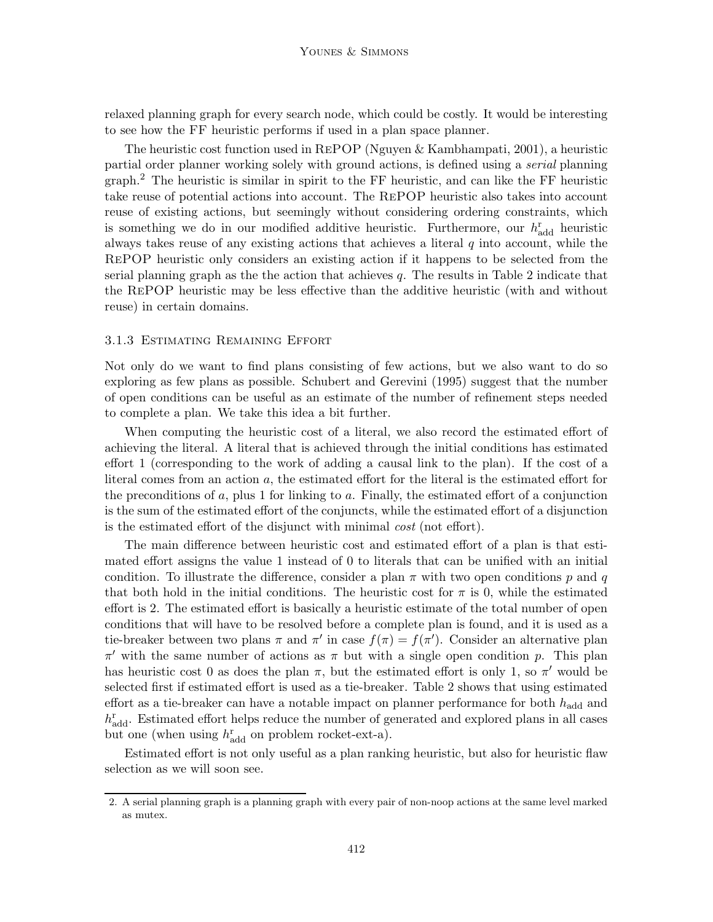relaxed planning graph for every search node, which could be costly. It would be interesting to see how the FF heuristic performs if used in a plan space planner.

The heuristic cost function used in RePOP (Nguyen & Kambhampati, 2001), a heuristic partial order planner working solely with ground actions, is defined using a *serial* planning graph.[2] The heuristic is similar in spirit to the FF heuristic, and can like the FF heuristic take reuse of potential actions into account. The RePOP heuristic also takes into account reuse of existing actions, but seemingly without considering ordering constraints, which is something we do in our modified additive heuristic. Furthermore, our $h^{\mathrm{r}}_{\mathrm{add}}$ heuristic always takes reuse of any existing actions that achieves a literal $q$ into account, while the RePOP heuristic only considers an existing action if it happens to be selected from the serial planning graph as the the action that achieves $q$. The results in Table 2 indicate that the RePOP heuristic may be less effective than the additive heuristic (with and without reuse) in certain domains.

### 3.1.3 Estimating Remaining Effort

Not only do we want to find plans consisting of few actions, but we also want to do so exploring as few plans as possible. Schubert and Gerevini (1995) suggest that the number of open conditions can be useful as an estimate of the number of refinement steps needed to complete a plan. We take this idea a bit further.

When computing the heuristic cost of a literal, we also record the estimated effort of achieving the literal. A literal that is achieved through the initial conditions has estimated effort 1 (corresponding to the work of adding a causal link to the plan). If the cost of a literal comes from an action $a$, the estimated effort for the literal is the estimated effort for the preconditions of $a$, plus 1 for linking to $a$. Finally, the estimated effort of a conjunction is the sum of the estimated effort of the conjuncts, while the estimated effort of a disjunction is the estimated effort of the disjunct with minimal *cost* (not effort).

The main difference between heuristic cost and estimated effort of a plan is that estimated effort assigns the value 1 instead of 0 to literals that can be unified with an initial condition. To illustrate the difference, consider a plan $\pi$ with two open conditions $p$ and $q$ that both hold in the initial conditions. The heuristic cost for $\pi$ is 0, while the estimated effort is 2. The estimated effort is basically a heuristic estimate of the total number of open conditions that will have to be resolved before a complete plan is found, and it is used as a tie-breaker between two plans $\pi$ and $\pi'$ in case $f(\pi) = f(\pi')$. Consider an alternative plan $\pi'$ with the same number of actions as $\pi$ but with a single open condition $p$. This plan has heuristic cost 0 as does the plan $\pi$, but the estimated effort is only 1, so $\pi'$ would be selected first if estimated effort is used as a tie-breaker. Table 2 shows that using estimated effort as a tie-breaker can have a notable impact on planner performance for both $h_{\mathrm{add}}$ and $h^{\mathrm{r}}_{\mathrm{add}}$. Estimated effort helps reduce the number of generated and explored plans in all cases but one (when using $h^{\mathrm{r}}_{\mathrm{add}}$ on problem rocket-ext-a).

Estimated effort is not only useful as a plan ranking heuristic, but also for heuristic flaw selection as we will soon see.

2. A serial planning graph is a planning graph with every pair of non-noop actions at the same level marked as mutex.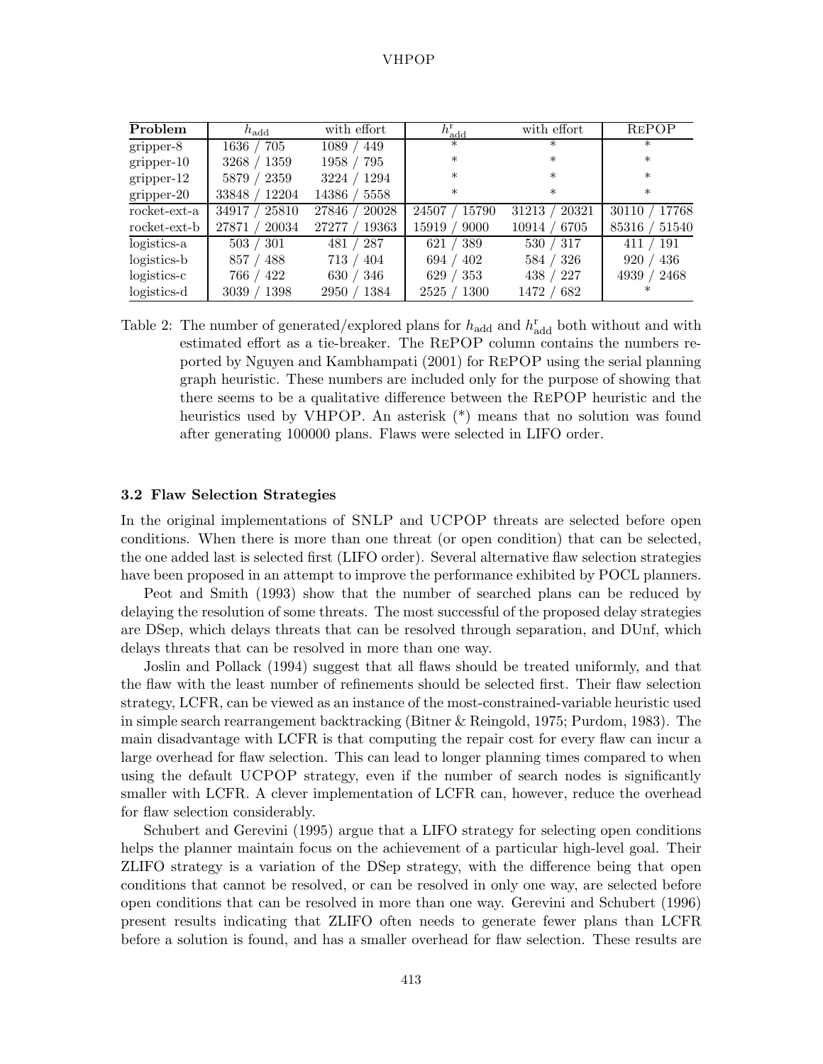| Problem | $h_{\text{add}}$ | with effort | $h^{\text{r}}_{\text{add}}$ | with effort | RePOP |
|---|---|---|---|---|---|
| gripper-8 | 1636 / 705 | 1089 / 449 | * | * | * |
| gripper-10 | 3268 / 1359 | 1958 / 795 | * | * | * |
| gripper-12 | 5879 / 2359 | 3224 / 1294 | * | * | * |
| gripper-20 | 33848 / 12204 | 14386 / 5558 | * | * | * |
| rocket-ext-a | 34917 / 25810 | 27846 / 20028 | 24507 / 15790 | 31213 / 20321 | 30110 / 17768 |
| rocket-ext-b | 27871 / 20034 | 27277 / 19363 | 15919 / 9000 | 10914 / 6705 | 85316 / 51540 |
| logistics-a | 503 / 301 | 481 / 287 | 621 / 389 | 530 / 317 | 411 / 191 |
| logistics-b | 857 / 488 | 713 / 404 | 694 / 402 | 584 / 326 | 920 / 436 |
| logistics-c | 766 / 422 | 630 / 346 | 629 / 353 | 438 / 227 | 4939 / 2468 |
| logistics-d | 3039 / 1398 | 2950 / 1384 | 2525 / 1300 | 1472 / 682 | * |

Table 2: The number of generated/explored plans for $h_{\text{add}}$ and $h^{\text{r}}_{\text{add}}$ both without and with estimated effort as a tie-breaker. The RePOP column contains the numbers reported by Nguyen and Kambhampati (2001) for RePOP using the serial planning graph heuristic. These numbers are included only for the purpose of showing that there seems to be a qualitative difference between the RePOP heuristic and the heuristics used by VHPOP. An asterisk (*) means that no solution was found after generating 100000 plans. Flaws were selected in LIFO order.

### 3.2 Flaw Selection Strategies

In the original implementations of SNLP and UCPOP threats are selected before open conditions. When there is more than one threat (or open condition) that can be selected, the one added last is selected first (LIFO order). Several alternative flaw selection strategies have been proposed in an attempt to improve the performance exhibited by POCL planners.

Peot and Smith (1993) show that the number of searched plans can be reduced by delaying the resolution of some threats. The most successful of the proposed delay strategies are DSep, which delays threats that can be resolved through separation, and DUnf, which delays threats that can be resolved in more than one way.

Joslin and Pollack (1994) suggest that all flaws should be treated uniformly, and that the flaw with the least number of refinements should be selected first. Their flaw selection strategy, LCFR, can be viewed as an instance of the most-constrained-variable heuristic used in simple search rearrangement backtracking (Bitner & Reingold, 1975; Purdom, 1983). The main disadvantage with LCFR is that computing the repair cost for every flaw can incur a large overhead for flaw selection. This can lead to longer planning times compared to when using the default UCPOP strategy, even if the number of search nodes is significantly smaller with LCFR. A clever implementation of LCFR can, however, reduce the overhead for flaw selection considerably.

Schubert and Gerevini (1995) argue that a LIFO strategy for selecting open conditions helps the planner maintain focus on the achievement of a particular high-level goal. Their ZLIFO strategy is a variation of the DSep strategy, with the difference being that open conditions that cannot be resolved, or can be resolved in only one way, are selected before open conditions that can be resolved in more than one way. Gerevini and Schubert (1996) present results indicating that ZLIFO often needs to generate fewer plans than LCFR before a solution is found, and has a smaller overhead for flaw selection. These results are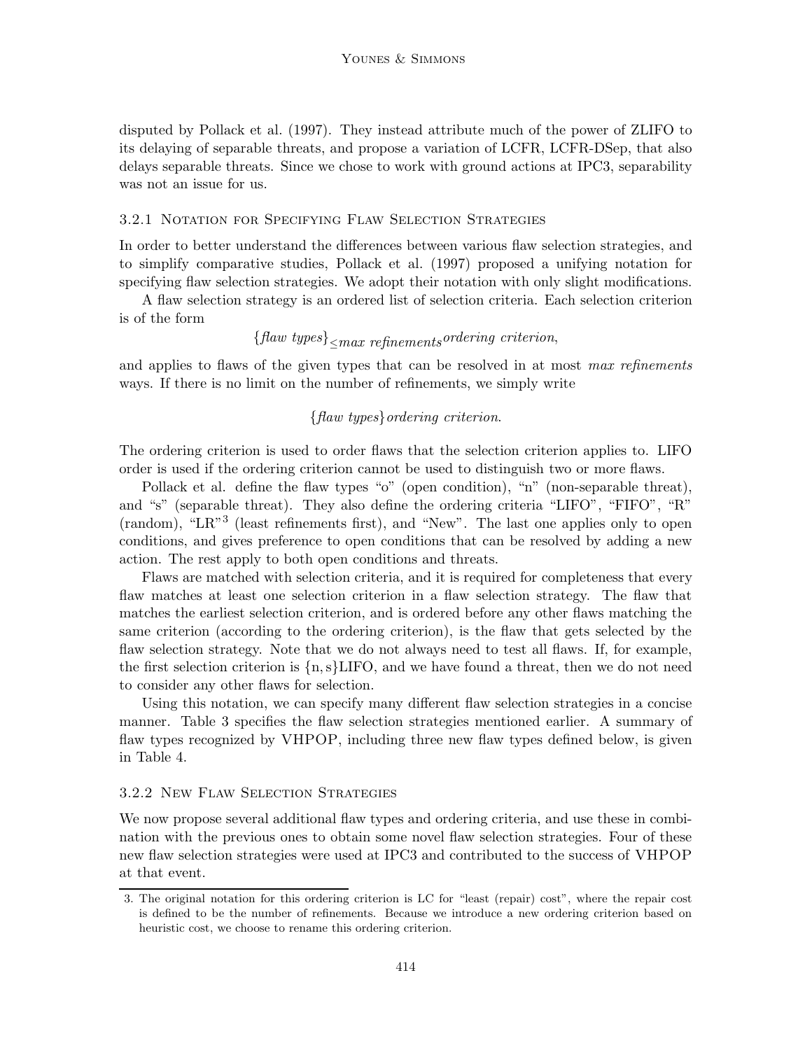disputed by Pollack et al. (1997). They instead attribute much of the power of ZLIFO to its delaying of separable threats, and propose a variation of LCFR, LCFR-DSep, that also delays separable threats. Since we chose to work with ground actions at IPC3, separability was not an issue for us.

### 3.2.1 Notation for Specifying Flaw Selection Strategies

In order to better understand the differences between various flaw selection strategies, and to simplify comparative studies, Pollack et al. (1997) proposed a unifying notation for specifying flaw selection strategies. We adopt their notation with only slight modifications.

A flaw selection strategy is an ordered list of selection criteria. Each selection criterion is of the form

$$\{\textit{flaw types}\}_{\leq \textit{max refinements}} \textit{ordering criterion},$$

and applies to flaws of the given types that can be resolved in at most *max refinements* ways. If there is no limit on the number of refinements, we simply write

$$\{\textit{flaw types}\} \textit{ordering criterion}.$$

The ordering criterion is used to order flaws that the selection criterion applies to. LIFO order is used if the ordering criterion cannot be used to distinguish two or more flaws.

Pollack et al. define the flaw types "o" (open condition), "n" (non-separable threat), and "s" (separable threat). They also define the ordering criteria "LIFO", "FIFO", "R" (random), "LR"[3] (least refinements first), and "New". The last one applies only to open conditions, and gives preference to open conditions that can be resolved by adding a new action. The rest apply to both open conditions and threats.

Flaws are matched with selection criteria, and it is required for completeness that every flaw matches at least one selection criterion in a flaw selection strategy. The flaw that matches the earliest selection criterion, and is ordered before any other flaws matching the same criterion (according to the ordering criterion), is the flaw that gets selected by the flaw selection strategy. Note that we do not always need to test all flaws. If, for example, the first selection criterion is $\{n, s\}$LIFO, and we have found a threat, then we do not need to consider any other flaws for selection.

Using this notation, we can specify many different flaw selection strategies in a concise manner. Table 3 specifies the flaw selection strategies mentioned earlier. A summary of flaw types recognized by VHPOP, including three new flaw types defined below, is given in Table 4.

### 3.2.2 New Flaw Selection Strategies

We now propose several additional flaw types and ordering criteria, and use these in combination with the previous ones to obtain some novel flaw selection strategies. Four of these new flaw selection strategies were used at IPC3 and contributed to the success of VHPOP at that event.

3. The original notation for this ordering criterion is LC for "least (repair) cost", where the repair cost is defined to be the number of refinements. Because we introduce a new ordering criterion based on heuristic cost, we choose to rename this ordering criterion.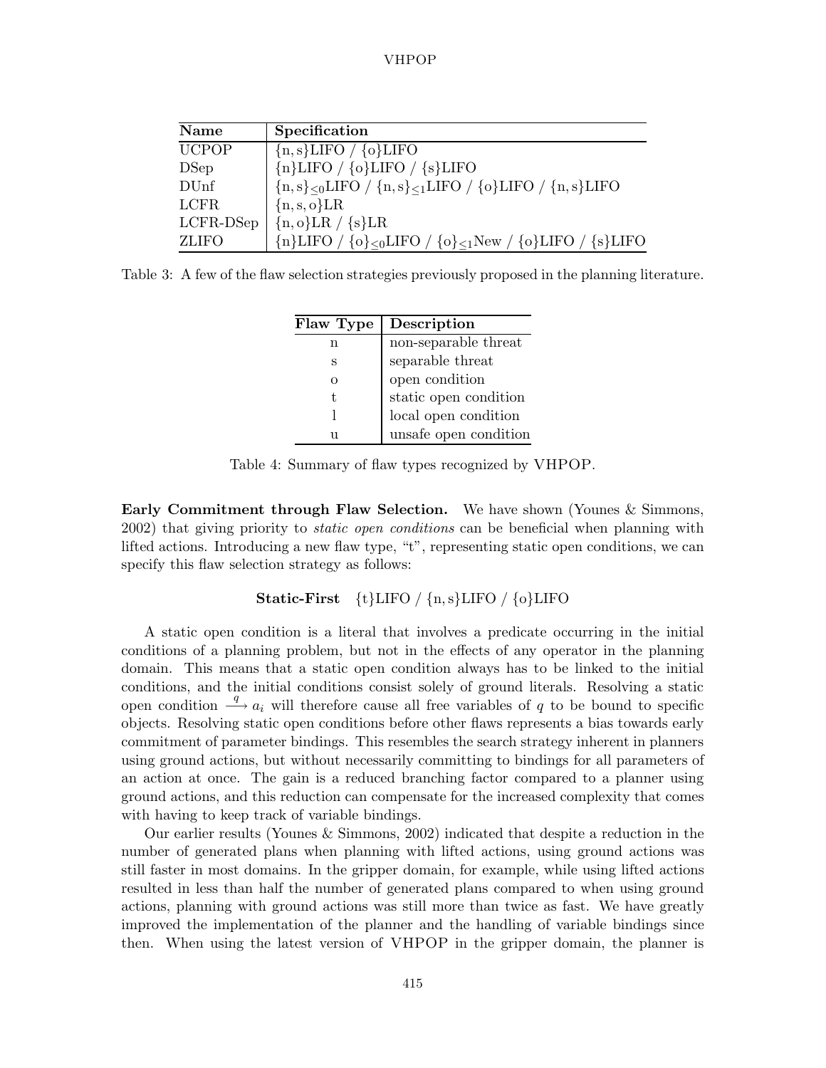| Name | Specification |
| --- | --- |
| UCPOP | $\{n,s\}$LIFO / $\{o\}$LIFO |
| DSep | $\{n\}$LIFO / $\{o\}$LIFO / $\{s\}$LIFO |
| DUnf | $\{n,s\}_{\leq 0}$LIFO / $\{n,s\}_{\leq 1}$LIFO / $\{o\}$LIFO / $\{n,s\}$LIFO |
| LCFR | $\{n,s,o\}$LR |
| LCFR-DSep | $\{n,o\}$LR / $\{s\}$LR |
| ZLIFO | $\{n\}$LIFO / $\{o\}_{\leq 0}$LIFO / $\{o\}_{\leq 1}$New / $\{o\}$LIFO / $\{s\}$LIFO |

Table 3: A few of the flaw selection strategies previously proposed in the planning literature.

| Flaw Type | Description |
| --- | --- |
| n | non-separable threat |
| s | separable threat |
| o | open condition |
| t | static open condition |
| l | local open condition |
| u | unsafe open condition |

Table 4: Summary of flaw types recognized by VHPOP.

**Early Commitment through Flaw Selection.** We have shown (Younes & Simmons, 2002) that giving priority to *static open conditions* can be beneficial when planning with lifted actions. Introducing a new flaw type, "t", representing static open conditions, we can specify this flaw selection strategy as follows:

**Static-First** $\{t\}$LIFO / $\{n,s\}$LIFO / $\{o\}$LIFO

A static open condition is a literal that involves a predicate occurring in the initial conditions of a planning problem, but not in the effects of any operator in the planning domain. This means that a static open condition always has to be linked to the initial conditions, and the initial conditions consist solely of ground literals. Resolving a static open condition $\xrightarrow{q} a_i$ will therefore cause all free variables of $q$ to be bound to specific objects. Resolving static open conditions before other flaws represents a bias towards early commitment of parameter bindings. This resembles the search strategy inherent in planners using ground actions, but without necessarily committing to bindings for all parameters of an action at once. The gain is a reduced branching factor compared to a planner using ground actions, and this reduction can compensate for the increased complexity that comes with having to keep track of variable bindings.

Our earlier results (Younes & Simmons, 2002) indicated that despite a reduction in the number of generated plans when planning with lifted actions, using ground actions was still faster in most domains. In the gripper domain, for example, while using lifted actions resulted in less than half the number of generated plans compared to when using ground actions, planning with ground actions was still more than twice as fast. We have greatly improved the implementation of the planner and the handling of variable bindings since then. When using the latest version of VHPOP in the gripper domain, the planner is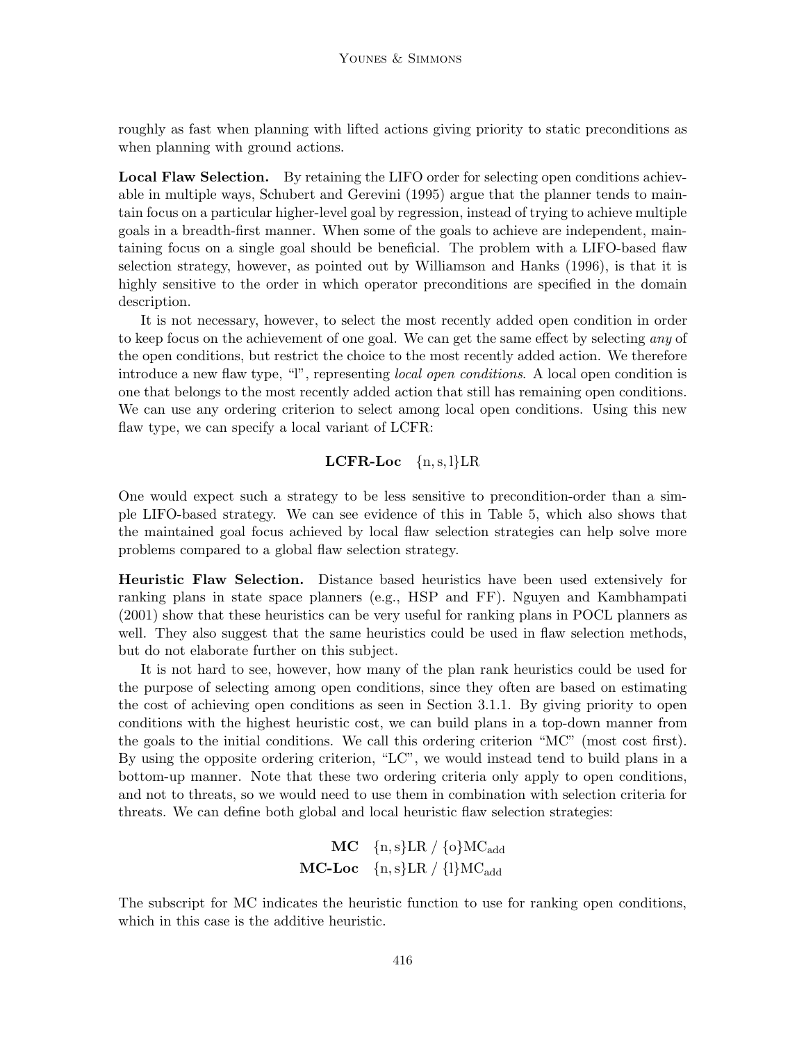roughly as fast when planning with lifted actions giving priority to static preconditions as when planning with ground actions.

**Local Flaw Selection.** By retaining the LIFO order for selecting open conditions achievable in multiple ways, Schubert and Gerevini (1995) argue that the planner tends to maintain focus on a particular higher-level goal by regression, instead of trying to achieve multiple goals in a breadth-first manner. When some of the goals to achieve are independent, maintaining focus on a single goal should be beneficial. The problem with a LIFO-based flaw selection strategy, however, as pointed out by Williamson and Hanks (1996), is that it is highly sensitive to the order in which operator preconditions are specified in the domain description.

It is not necessary, however, to select the most recently added open condition in order to keep focus on the achievement of one goal. We can get the same effect by selecting *any* of the open conditions, but restrict the choice to the most recently added action. We therefore introduce a new flaw type, "l", representing *local open conditions*. A local open condition is one that belongs to the most recently added action that still has remaining open conditions. We can use any ordering criterion to select among local open conditions. Using this new flaw type, we can specify a local variant of LCFR:

$$\textbf{LCFR-Loc} \quad \{\text{n}, \text{s}, \text{l}\}\text{LR}$$

One would expect such a strategy to be less sensitive to precondition-order than a simple LIFO-based strategy. We can see evidence of this in Table 5, which also shows that the maintained goal focus achieved by local flaw selection strategies can help solve more problems compared to a global flaw selection strategy.

**Heuristic Flaw Selection.** Distance based heuristics have been used extensively for ranking plans in state space planners (e.g., HSP and FF). Nguyen and Kambhampati (2001) show that these heuristics can be very useful for ranking plans in POCL planners as well. They also suggest that the same heuristics could be used in flaw selection methods, but do not elaborate further on this subject.

It is not hard to see, however, how many of the plan rank heuristics could be used for the purpose of selecting among open conditions, since they often are based on estimating the cost of achieving open conditions as seen in Section 3.1.1. By giving priority to open conditions with the highest heuristic cost, we can build plans in a top-down manner from the goals to the initial conditions. We call this ordering criterion "MC" (most cost first). By using the opposite ordering criterion, "LC", we would instead tend to build plans in a bottom-up manner. Note that these two ordering criteria only apply to open conditions, and not to threats, so we would need to use them in combination with selection criteria for threats. We can define both global and local heuristic flaw selection strategies:

$$\textbf{MC} \quad \{\text{n}, \text{s}\}\text{LR} \;/\; \{\text{o}\}\text{MC}_{\text{add}}$$

$$\textbf{MC-Loc} \quad \{\text{n}, \text{s}\}\text{LR} \;/\; \{\text{l}\}\text{MC}_{\text{add}}$$

The subscript for MC indicates the heuristic function to use for ranking open conditions, which in this case is the additive heuristic.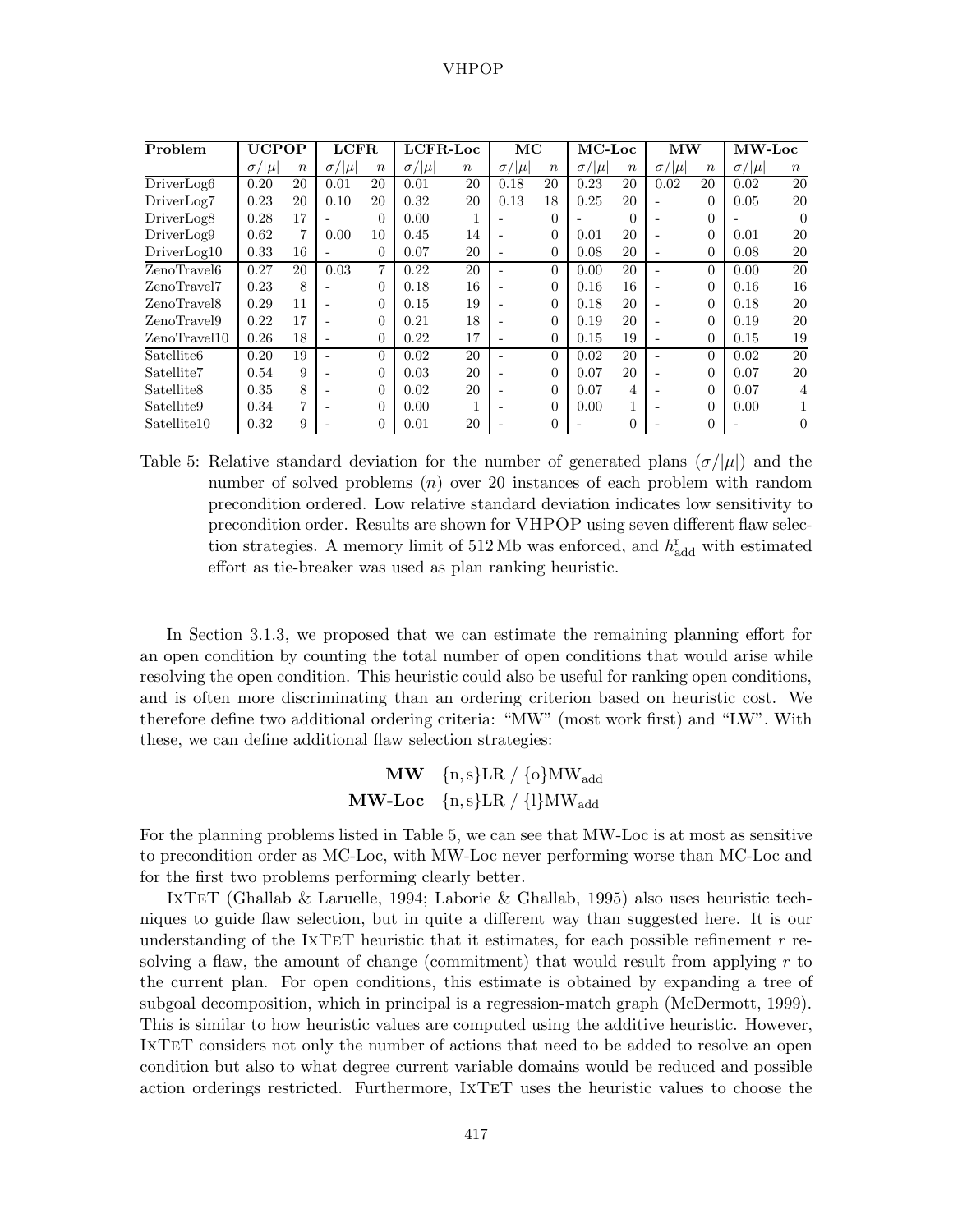| Problem | UCPOP | | LCFR | | LCFR-Loc | | MC | | MC-Loc | | MW | | MW-Loc | |
|---|---|---|---|---|---|---|---|---|---|---|---|---|---|---|
| | $\sigma/\lvert\mu\rvert$ | $n$ | $\sigma/\lvert\mu\rvert$ | $n$ | $\sigma/\lvert\mu\rvert$ | $n$ | $\sigma/\lvert\mu\rvert$ | $n$ | $\sigma/\lvert\mu\rvert$ | $n$ | $\sigma/\lvert\mu\rvert$ | $n$ | $\sigma/\lvert\mu\rvert$ | $n$ |
| DriverLog6 | 0.20 | 20 | 0.01 | 20 | 0.01 | 20 | 0.18 | 20 | 0.23 | 20 | 0.02 | 20 | 0.02 | 20 |
| DriverLog7 | 0.23 | 20 | 0.10 | 20 | 0.32 | 20 | 0.13 | 18 | 0.25 | 20 | - | 0 | 0.05 | 20 |
| DriverLog8 | 0.28 | 17 | - | 0 | 0.00 | 1 | - | 0 | - | 0 | - | 0 | - | 0 |
| DriverLog9 | 0.62 | 7 | 0.00 | 10 | 0.45 | 14 | - | 0 | 0.01 | 20 | - | 0 | 0.01 | 20 |
| DriverLog10 | 0.33 | 16 | - | 0 | 0.07 | 20 | - | 0 | 0.08 | 20 | - | 0 | 0.08 | 20 |
| ZenoTravel6 | 0.27 | 20 | 0.03 | 7 | 0.22 | 20 | - | 0 | 0.00 | 20 | - | 0 | 0.00 | 20 |
| ZenoTravel7 | 0.23 | 8 | - | 0 | 0.18 | 16 | - | 0 | 0.16 | 16 | - | 0 | 0.16 | 16 |
| ZenoTravel8 | 0.29 | 11 | - | 0 | 0.15 | 19 | - | 0 | 0.18 | 20 | - | 0 | 0.18 | 20 |
| ZenoTravel9 | 0.22 | 17 | - | 0 | 0.21 | 18 | - | 0 | 0.19 | 20 | - | 0 | 0.19 | 20 |
| ZenoTravel10 | 0.26 | 18 | - | 0 | 0.22 | 17 | - | 0 | 0.15 | 19 | - | 0 | 0.15 | 19 |
| Satellite6 | 0.20 | 19 | - | 0 | 0.02 | 20 | - | 0 | 0.02 | 20 | - | 0 | 0.02 | 20 |
| Satellite7 | 0.54 | 9 | - | 0 | 0.03 | 20 | - | 0 | 0.07 | 20 | - | 0 | 0.07 | 20 |
| Satellite8 | 0.35 | 8 | - | 0 | 0.02 | 20 | - | 0 | 0.07 | 4 | - | 0 | 0.07 | 4 |
| Satellite9 | 0.34 | 7 | - | 0 | 0.00 | 1 | - | 0 | 0.00 | 1 | - | 0 | 0.00 | 1 |
| Satellite10 | 0.32 | 9 | - | 0 | 0.01 | 20 | - | 0 | - | 0 | - | 0 | - | 0 |

Table 5: Relative standard deviation for the number of generated plans ($\sigma/|\mu|$) and the number of solved problems ($n$) over 20 instances of each problem with random precondition ordered. Low relative standard deviation indicates low sensitivity to precondition order. Results are shown for VHPOP using seven different flaw selection strategies. A memory limit of 512 Mb was enforced, and $h^{\mathrm{r}}_{\mathrm{add}}$ with estimated effort as tie-breaker was used as plan ranking heuristic.

In Section 3.1.3, we proposed that we can estimate the remaining planning effort for an open condition by counting the total number of open conditions that would arise while resolving the open condition. This heuristic could also be useful for ranking open conditions, and is often more discriminating than an ordering criterion based on heuristic cost. We therefore define two additional ordering criteria: "MW" (most work first) and "LW". With these, we can define additional flaw selection strategies:

$$\textbf{MW} \quad \{\mathrm{n,s}\}\mathrm{LR} \;/\; \{\mathrm{o}\}\mathrm{MW}_{\mathrm{add}}$$

$$\textbf{MW-Loc} \quad \{\mathrm{n,s}\}\mathrm{LR} \;/\; \{\mathrm{l}\}\mathrm{MW}_{\mathrm{add}}$$

For the planning problems listed in Table 5, we can see that MW-Loc is at most as sensitive to precondition order as MC-Loc, with MW-Loc never performing worse than MC-Loc and for the first two problems performing clearly better.

IxTeT (Ghallab & Laruelle, 1994; Laborie & Ghallab, 1995) also uses heuristic techniques to guide flaw selection, but in quite a different way than suggested here. It is our understanding of the IxTeT heuristic that it estimates, for each possible refinement $r$ resolving a flaw, the amount of change (commitment) that would result from applying $r$ to the current plan. For open conditions, this estimate is obtained by expanding a tree of subgoal decomposition, which in principal is a regression-match graph (McDermott, 1999). This is similar to how heuristic values are computed using the additive heuristic. However, IxTeT considers not only the number of actions that need to be added to resolve an open condition but also to what degree current variable domains would be reduced and possible action orderings restricted. Furthermore, IxTeT uses the heuristic values to choose the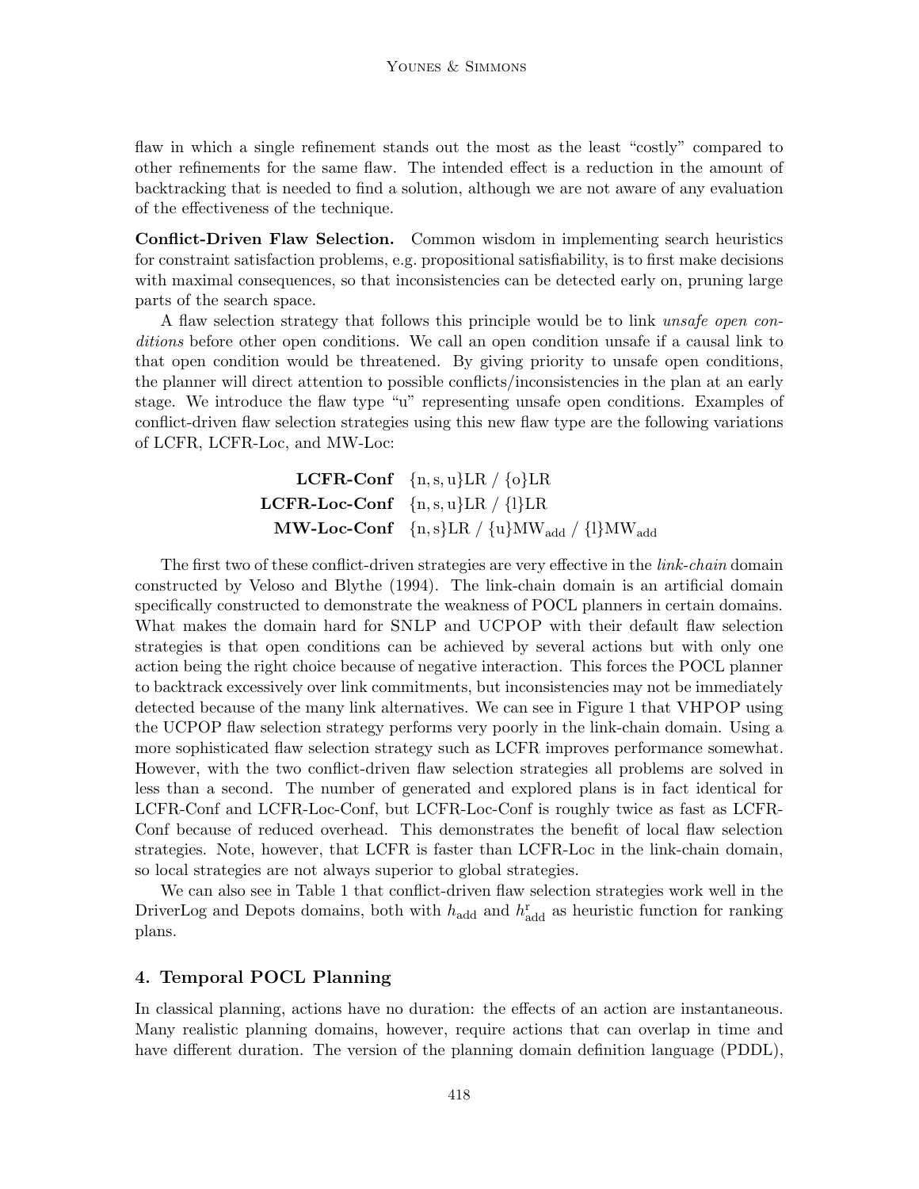flaw in which a single refinement stands out the most as the least "costly" compared to other refinements for the same flaw. The intended effect is a reduction in the amount of backtracking that is needed to find a solution, although we are not aware of any evaluation of the effectiveness of the technique.

**Conflict-Driven Flaw Selection.** Common wisdom in implementing search heuristics for constraint satisfaction problems, e.g. propositional satisfiability, is to first make decisions with maximal consequences, so that inconsistencies can be detected early on, pruning large parts of the search space.

A flaw selection strategy that follows this principle would be to link *unsafe open conditions* before other open conditions. We call an open condition unsafe if a causal link to that open condition would be threatened. By giving priority to unsafe open conditions, the planner will direct attention to possible conflicts/inconsistencies in the plan at an early stage. We introduce the flaw type "u" representing unsafe open conditions. Examples of conflict-driven flaw selection strategies using this new flaw type are the following variations of LCFR, LCFR-Loc, and MW-Loc:

| | |
|---|---|
| **LCFR-Conf** | $\{\mathrm{n, s, u}\}\mathrm{LR}$ / $\{\mathrm{o}\}\mathrm{LR}$ |
| **LCFR-Loc-Conf** | $\{\mathrm{n, s, u}\}\mathrm{LR}$ / $\{\mathrm{l}\}\mathrm{LR}$ |
| **MW-Loc-Conf** | $\{\mathrm{n, s}\}\mathrm{LR}$ / $\{\mathrm{u}\}\mathrm{MW}_{\mathrm{add}}$ / $\{\mathrm{l}\}\mathrm{MW}_{\mathrm{add}}$ |

The first two of these conflict-driven strategies are very effective in the *link-chain* domain constructed by Veloso and Blythe (1994). The link-chain domain is an artificial domain specifically constructed to demonstrate the weakness of POCL planners in certain domains. What makes the domain hard for SNLP and UCPOP with their default flaw selection strategies is that open conditions can be achieved by several actions but with only one action being the right choice because of negative interaction. This forces the POCL planner to backtrack excessively over link commitments, but inconsistencies may not be immediately detected because of the many link alternatives. We can see in Figure 1 that VHPOP using the UCPOP flaw selection strategy performs very poorly in the link-chain domain. Using a more sophisticated flaw selection strategy such as LCFR improves performance somewhat. However, with the two conflict-driven flaw selection strategies all problems are solved in less than a second. The number of generated and explored plans is in fact identical for LCFR-Conf and LCFR-Loc-Conf, but LCFR-Loc-Conf is roughly twice as fast as LCFR-Conf because of reduced overhead. This demonstrates the benefit of local flaw selection strategies. Note, however, that LCFR is faster than LCFR-Loc in the link-chain domain, so local strategies are not always superior to global strategies.

We can also see in Table 1 that conflict-driven flaw selection strategies work well in the DriverLog and Depots domains, both with $h_{\mathrm{add}}$ and $h^{\mathrm{r}}_{\mathrm{add}}$ as heuristic function for ranking plans.

## 4. Temporal POCL Planning

In classical planning, actions have no duration: the effects of an action are instantaneous. Many realistic planning domains, however, require actions that can overlap in time and have different duration. The version of the planning domain definition language (PDDL),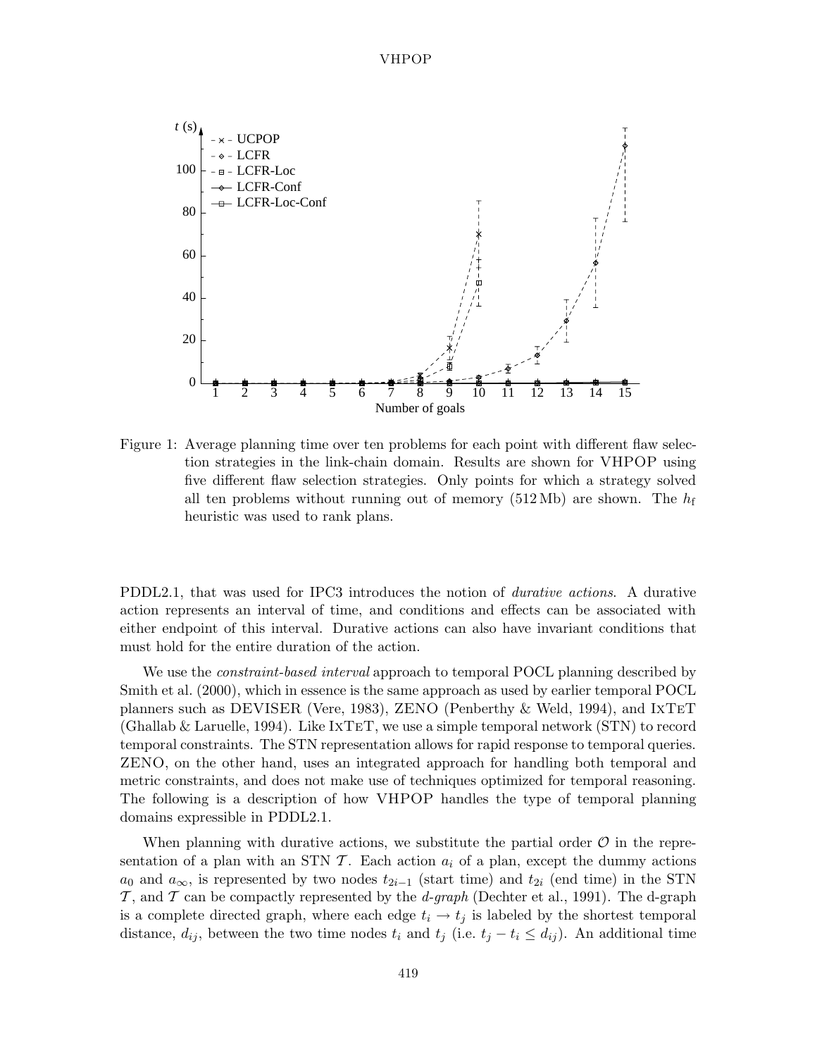Figure 1: Average planning time over ten problems for each point with different flaw selection strategies in the link-chain domain. Results are shown for VHPOP using five different flaw selection strategies. Only points for which a strategy solved all ten problems without running out of memory (512 Mb) are shown. The $h_{\mathrm{f}}$ heuristic was used to rank plans.

PDDL2.1, that was used for IPC3 introduces the notion of *durative actions*. A durative action represents an interval of time, and conditions and effects can be associated with either endpoint of this interval. Durative actions can also have invariant conditions that must hold for the entire duration of the action.

We use the *constraint-based interval* approach to temporal POCL planning described by Smith et al. (2000), which in essence is the same approach as used by earlier temporal POCL planners such as DEVISER (Vere, 1983), ZENO (Penberthy & Weld, 1994), and IxTeT (Ghallab & Laruelle, 1994). Like IxTeT, we use a simple temporal network (STN) to record temporal constraints. The STN representation allows for rapid response to temporal queries. ZENO, on the other hand, uses an integrated approach for handling both temporal and metric constraints, and does not make use of techniques optimized for temporal reasoning. The following is a description of how VHPOP handles the type of temporal planning domains expressible in PDDL2.1.

When planning with durative actions, we substitute the partial order $\mathcal{O}$ in the representation of a plan with an STN $\mathcal{T}$. Each action $a_i$ of a plan, except the dummy actions $a_0$ and $a_\infty$, is represented by two nodes $t_{2i-1}$ (start time) and $t_{2i}$ (end time) in the STN $\mathcal{T}$, and $\mathcal{T}$ can be compactly represented by the *d-graph* (Dechter et al., 1991). The d-graph is a complete directed graph, where each edge $t_i \to t_j$ is labeled by the shortest temporal distance, $d_{ij}$, between the two time nodes $t_i$ and $t_j$ (i.e. $t_j - t_i \leq d_{ij}$). An additional time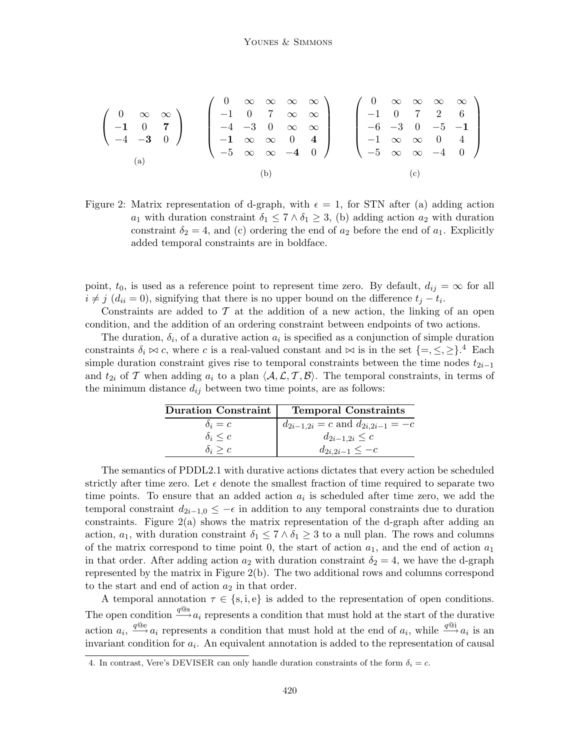$$
\left(\begin{array}{ccc} 0 & \infty & \infty \\ \mathbf{-1} & 0 & \mathbf{7} \\ -4 & \mathbf{-3} & 0 \end{array}\right)
\qquad
\left(\begin{array}{ccccc} 0 & \infty & \infty & \infty & \infty \\ -1 & 0 & 7 & \infty & \infty \\ -4 & -3 & 0 & \infty & \infty \\ \mathbf{-1} & \infty & \infty & 0 & \mathbf{4} \\ -5 & \infty & \infty & \mathbf{-4} & 0 \end{array}\right)
\qquad
\left(\begin{array}{ccccc} 0 & \infty & \infty & \infty & \infty \\ -1 & 0 & 7 & 2 & 6 \\ -6 & -3 & 0 & -5 & \mathbf{-1} \\ -1 & \infty & \infty & 0 & 4 \\ -5 & \infty & \infty & -4 & 0 \end{array}\right)
$$

(a) (b) (c)

Figure 2: Matrix representation of d-graph, with $\epsilon = 1$, for STN after (a) adding action $a_1$ with duration constraint $\delta_1 \leq 7 \wedge \delta_1 \geq 3$, (b) adding action $a_2$ with duration constraint $\delta_2 = 4$, and (c) ordering the end of $a_2$ before the end of $a_1$. Explicitly added temporal constraints are in boldface.

point, $t_0$, is used as a reference point to represent time zero. By default, $d_{ij} = \infty$ for all $i \neq j$ ($d_{ii} = 0$), signifying that there is no upper bound on the difference $t_j - t_i$.

Constraints are added to $\mathcal{T}$ at the addition of a new action, the linking of an open condition, and the addition of an ordering constraint between endpoints of two actions.

The duration, $\delta_i$, of a durative action $a_i$ is specified as a conjunction of simple duration constraints $\delta_i \bowtie c$, where $c$ is a real-valued constant and $\bowtie$ is in the set $\{=, \leq, \geq\}$.[4] Each simple duration constraint gives rise to temporal constraints between the time nodes $t_{2i-1}$ and $t_{2i}$ of $\mathcal{T}$ when adding $a_i$ to a plan $\langle \mathcal{A}, \mathcal{L}, \mathcal{T}, \mathcal{B} \rangle$. The temporal constraints, in terms of the minimum distance $d_{ij}$ between two time points, are as follows:

| **Duration Constraint** | **Temporal Constraints** |
|---|---|
| $\delta_i = c$ | $d_{2i-1,2i} = c$ and $d_{2i,2i-1} = -c$ |
| $\delta_i \leq c$ | $d_{2i-1,2i} \leq c$ |
| $\delta_i \geq c$ | $d_{2i,2i-1} \leq -c$ |

The semantics of PDDL2.1 with durative actions dictates that every action be scheduled strictly after time zero. Let $\epsilon$ denote the smallest fraction of time required to separate two time points. To ensure that an added action $a_i$ is scheduled after time zero, we add the temporal constraint $d_{2i-1,0} \leq -\epsilon$ in addition to any temporal constraints due to duration constraints. Figure 2(a) shows the matrix representation of the d-graph after adding an action, $a_1$, with duration constraint $\delta_1 \leq 7 \wedge \delta_1 \geq 3$ to a null plan. The rows and columns of the matrix correspond to time point 0, the start of action $a_1$, and the end of action $a_1$ in that order. After adding action $a_2$ with duration constraint $\delta_2 = 4$, we have the d-graph represented by the matrix in Figure 2(b). The two additional rows and columns correspond to the start and end of action $a_2$ in that order.

A temporal annotation $\tau \in \{\mathrm{s}, \mathrm{i}, \mathrm{e}\}$ is added to the representation of open conditions. The open condition $\xrightarrow{q@\mathrm{s}} a_i$ represents a condition that must hold at the start of the durative action $a_i$, $\xrightarrow{q@\mathrm{e}} a_i$ represents a condition that must hold at the end of $a_i$, while $\xrightarrow{q@\mathrm{i}} a_i$ is an invariant condition for $a_i$. An equivalent annotation is added to the representation of causal

4. In contrast, Vere's DEVISER can only handle duration constraints of the form $\delta_i = c$.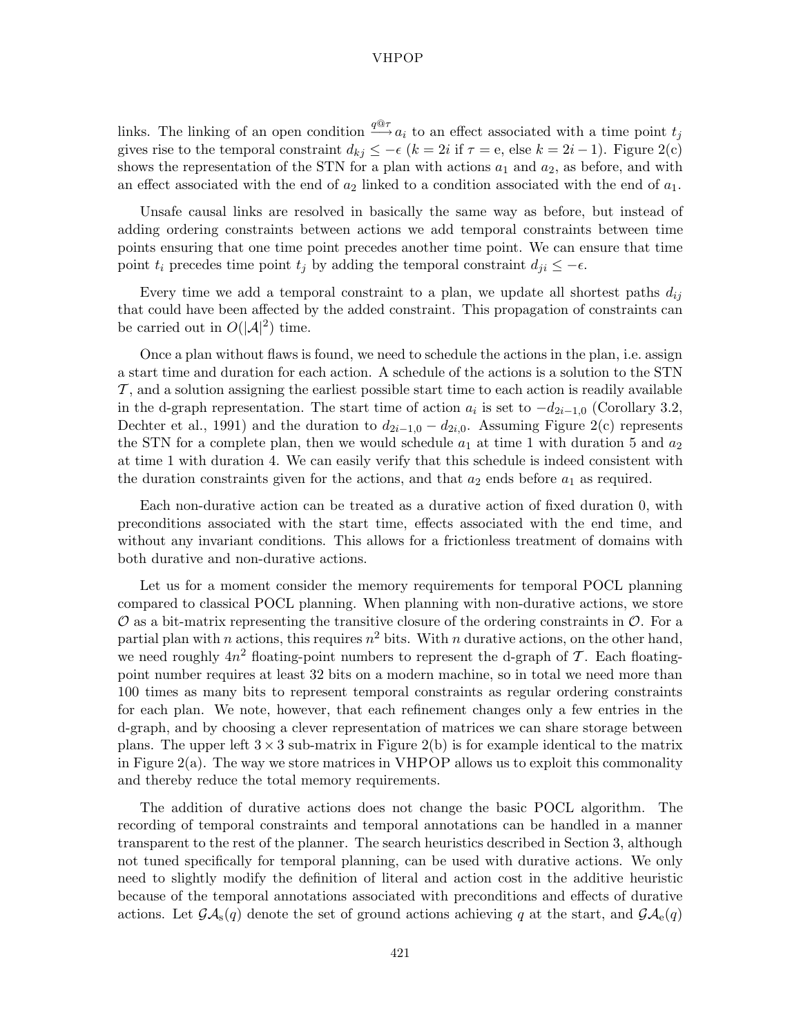links. The linking of an open condition $\xrightarrow{q@\tau} a_i$ to an effect associated with a time point $t_j$ gives rise to the temporal constraint $d_{kj} \leq -\epsilon$ ($k = 2i$ if $\tau = \mathrm{e}$, else $k = 2i - 1$). Figure 2(c) shows the representation of the STN for a plan with actions $a_1$ and $a_2$, as before, and with an effect associated with the end of $a_2$ linked to a condition associated with the end of $a_1$.

Unsafe causal links are resolved in basically the same way as before, but instead of adding ordering constraints between actions we add temporal constraints between time points ensuring that one time point precedes another time point. We can ensure that time point $t_i$ precedes time point $t_j$ by adding the temporal constraint $d_{ji} \leq -\epsilon$.

Every time we add a temporal constraint to a plan, we update all shortest paths $d_{ij}$ that could have been affected by the added constraint. This propagation of constraints can be carried out in $O(|\mathcal{A}|^2)$ time.

Once a plan without flaws is found, we need to schedule the actions in the plan, i.e. assign a start time and duration for each action. A schedule of the actions is a solution to the STN $\mathcal{T}$, and a solution assigning the earliest possible start time to each action is readily available in the d-graph representation. The start time of action $a_i$ is set to $-d_{2i-1,0}$ (Corollary 3.2, Dechter et al., 1991) and the duration to $d_{2i-1,0} - d_{2i,0}$. Assuming Figure 2(c) represents the STN for a complete plan, then we would schedule $a_1$ at time 1 with duration 5 and $a_2$ at time 1 with duration 4. We can easily verify that this schedule is indeed consistent with the duration constraints given for the actions, and that $a_2$ ends before $a_1$ as required.

Each non-durative action can be treated as a durative action of fixed duration 0, with preconditions associated with the start time, effects associated with the end time, and without any invariant conditions. This allows for a frictionless treatment of domains with both durative and non-durative actions.

Let us for a moment consider the memory requirements for temporal POCL planning compared to classical POCL planning. When planning with non-durative actions, we store $\mathcal{O}$ as a bit-matrix representing the transitive closure of the ordering constraints in $\mathcal{O}$. For a partial plan with $n$ actions, this requires $n^2$ bits. With $n$ durative actions, on the other hand, we need roughly $4n^2$ floating-point numbers to represent the d-graph of $\mathcal{T}$. Each floating-point number requires at least 32 bits on a modern machine, so in total we need more than 100 times as many bits to represent temporal constraints as regular ordering constraints for each plan. We note, however, that each refinement changes only a few entries in the d-graph, and by choosing a clever representation of matrices we can share storage between plans. The upper left $3 \times 3$ sub-matrix in Figure 2(b) is for example identical to the matrix in Figure 2(a). The way we store matrices in VHPOP allows us to exploit this commonality and thereby reduce the total memory requirements.

The addition of durative actions does not change the basic POCL algorithm. The recording of temporal constraints and temporal annotations can be handled in a manner transparent to the rest of the planner. The search heuristics described in Section 3, although not tuned specifically for temporal planning, can be used with durative actions. We only need to slightly modify the definition of literal and action cost in the additive heuristic because of the temporal annotations associated with preconditions and effects of durative actions. Let $\mathcal{GA}_{\mathrm{s}}(q)$ denote the set of ground actions achieving $q$ at the start, and $\mathcal{GA}_{\mathrm{e}}(q)$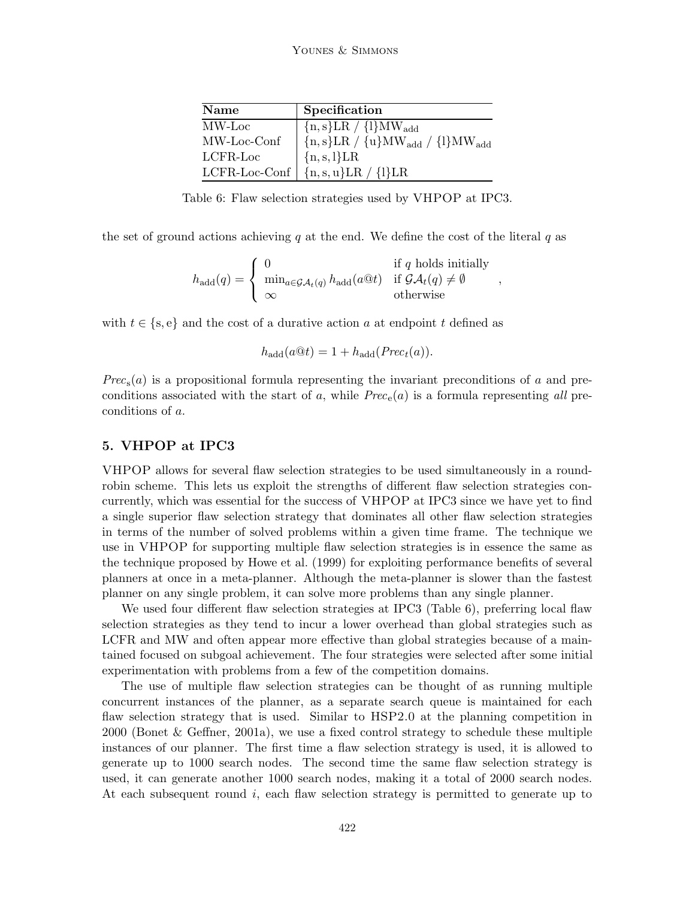| Name | Specification |
|---|---|
| MW-Loc | $\{n, s\}LR$ / $\{l\}MW_{add}$ |
| MW-Loc-Conf | $\{n, s\}LR$ / $\{u\}MW_{add}$ / $\{l\}MW_{add}$ |
| LCFR-Loc | $\{n, s, l\}LR$ |
| LCFR-Loc-Conf | $\{n, s, u\}LR$ / $\{l\}LR$ |

Table 6: Flaw selection strategies used by VHPOP at IPC3.

the set of ground actions achieving $q$ at the end. We define the cost of the literal $q$ as

$$h_{\text{add}}(q) = \begin{cases} 0 & \text{if } q \text{ holds initially} \\ \min_{a \in \mathcal{GA}_t(q)} h_{\text{add}}(a@t) & \text{if } \mathcal{GA}_t(q) \neq \emptyset \\ \infty & \text{otherwise} \end{cases},$$

with $t \in \{\text{s}, \text{e}\}$ and the cost of a durative action $a$ at endpoint $t$ defined as

$$h_{\text{add}}(a@t) = 1 + h_{\text{add}}(Prec_t(a)).$$

$Prec_{\text{s}}(a)$ is a propositional formula representing the invariant preconditions of $a$ and preconditions associated with the start of $a$, while $Prec_{\text{e}}(a)$ is a formula representing *all* preconditions of $a$.

## 5. VHPOP at IPC3

VHPOP allows for several flaw selection strategies to be used simultaneously in a round-robin scheme. This lets us exploit the strengths of different flaw selection strategies concurrently, which was essential for the success of VHPOP at IPC3 since we have yet to find a single superior flaw selection strategy that dominates all other flaw selection strategies in terms of the number of solved problems within a given time frame. The technique we use in VHPOP for supporting multiple flaw selection strategies is in essence the same as the technique proposed by Howe et al. (1999) for exploiting performance benefits of several planners at once in a meta-planner. Although the meta-planner is slower than the fastest planner on any single problem, it can solve more problems than any single planner.

We used four different flaw selection strategies at IPC3 (Table 6), preferring local flaw selection strategies as they tend to incur a lower overhead than global strategies such as LCFR and MW and often appear more effective than global strategies because of a maintained focused on subgoal achievement. The four strategies were selected after some initial experimentation with problems from a few of the competition domains.

The use of multiple flaw selection strategies can be thought of as running multiple concurrent instances of the planner, as a separate search queue is maintained for each flaw selection strategy that is used. Similar to HSP2.0 at the planning competition in 2000 (Bonet & Geffner, 2001a), we use a fixed control strategy to schedule these multiple instances of our planner. The first time a flaw selection strategy is used, it is allowed to generate up to 1000 search nodes. The second time the same flaw selection strategy is used, it can generate another 1000 search nodes, making it a total of 2000 search nodes. At each subsequent round $i$, each flaw selection strategy is permitted to generate up to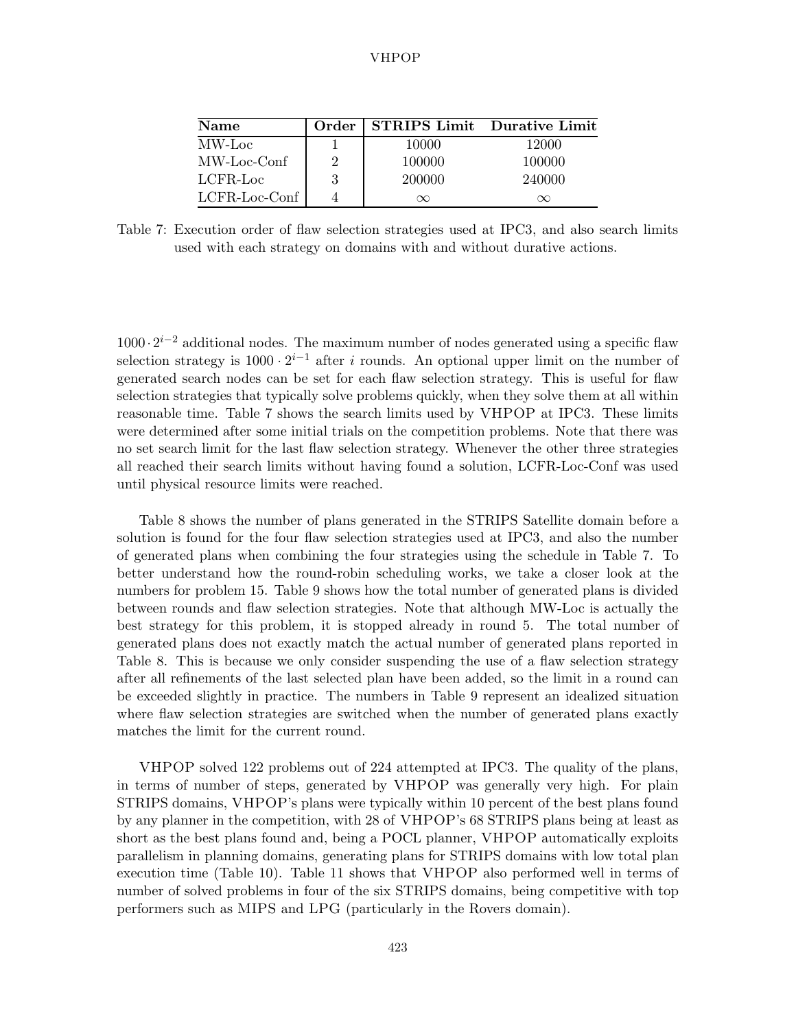| Name | Order | STRIPS Limit | Durative Limit |
|---|---|---|---|
| MW-Loc | 1 | 10000 | 12000 |
| MW-Loc-Conf | 2 | 100000 | 100000 |
| LCFR-Loc | 3 | 200000 | 240000 |
| LCFR-Loc-Conf | 4 | $\infty$ | $\infty$ |

Table 7: Execution order of flaw selection strategies used at IPC3, and also search limits used with each strategy on domains with and without durative actions.

$1000 \cdot 2^{i-2}$ additional nodes. The maximum number of nodes generated using a specific flaw selection strategy is $1000 \cdot 2^{i-1}$ after $i$ rounds. An optional upper limit on the number of generated search nodes can be set for each flaw selection strategy. This is useful for flaw selection strategies that typically solve problems quickly, when they solve them at all within reasonable time. Table 7 shows the search limits used by VHPOP at IPC3. These limits were determined after some initial trials on the competition problems. Note that there was no set search limit for the last flaw selection strategy. Whenever the other three strategies all reached their search limits without having found a solution, LCFR-Loc-Conf was used until physical resource limits were reached.

Table 8 shows the number of plans generated in the STRIPS Satellite domain before a solution is found for the four flaw selection strategies used at IPC3, and also the number of generated plans when combining the four strategies using the schedule in Table 7. To better understand how the round-robin scheduling works, we take a closer look at the numbers for problem 15. Table 9 shows how the total number of generated plans is divided between rounds and flaw selection strategies. Note that although MW-Loc is actually the best strategy for this problem, it is stopped already in round 5. The total number of generated plans does not exactly match the actual number of generated plans reported in Table 8. This is because we only consider suspending the use of a flaw selection strategy after all refinements of the last selected plan have been added, so the limit in a round can be exceeded slightly in practice. The numbers in Table 9 represent an idealized situation where flaw selection strategies are switched when the number of generated plans exactly matches the limit for the current round.

VHPOP solved 122 problems out of 224 attempted at IPC3. The quality of the plans, in terms of number of steps, generated by VHPOP was generally very high. For plain STRIPS domains, VHPOP's plans were typically within 10 percent of the best plans found by any planner in the competition, with 28 of VHPOP's 68 STRIPS plans being at least as short as the best plans found and, being a POCL planner, VHPOP automatically exploits parallelism in planning domains, generating plans for STRIPS domains with low total plan execution time (Table 10). Table 11 shows that VHPOP also performed well in terms of number of solved problems in four of the six STRIPS domains, being competitive with top performers such as MIPS and LPG (particularly in the Rovers domain).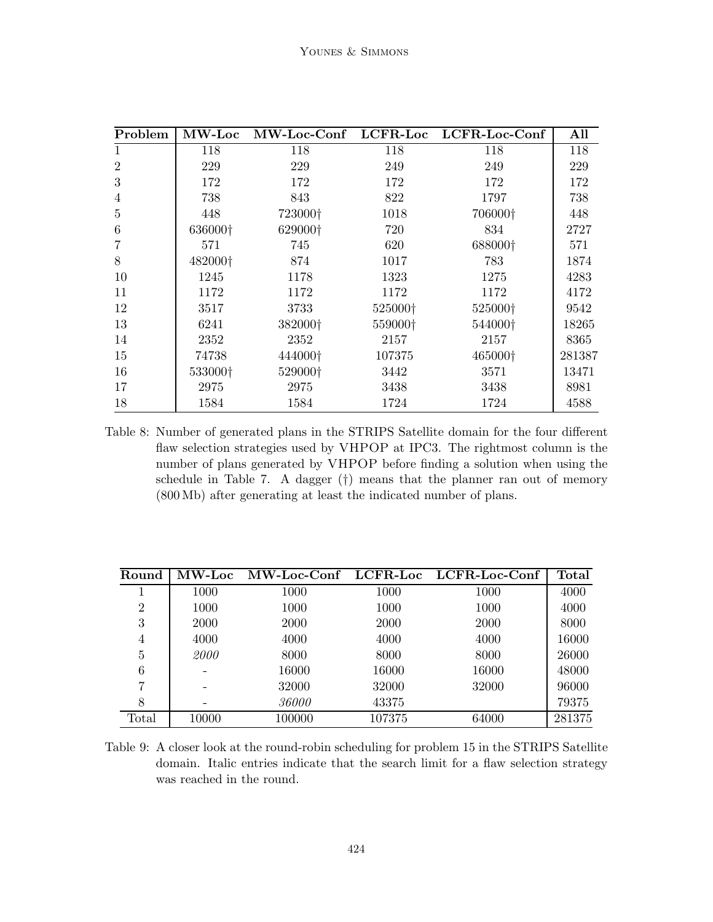| Problem | MW-Loc | MW-Loc-Conf | LCFR-Loc | LCFR-Loc-Conf | All |
|---|---|---|---|---|---|
| 1 | 118 | 118 | 118 | 118 | 118 |
| 2 | 229 | 229 | 249 | 249 | 229 |
| 3 | 172 | 172 | 172 | 172 | 172 |
| 4 | 738 | 843 | 822 | 1797 | 738 |
| 5 | 448 | 723000† | 1018 | 706000† | 448 |
| 6 | 636000† | 629000† | 720 | 834 | 2727 |
| 7 | 571 | 745 | 620 | 688000† | 571 |
| 8 | 482000† | 874 | 1017 | 783 | 1874 |
| 10 | 1245 | 1178 | 1323 | 1275 | 4283 |
| 11 | 1172 | 1172 | 1172 | 1172 | 4172 |
| 12 | 3517 | 3733 | 525000† | 525000† | 9542 |
| 13 | 6241 | 382000† | 559000† | 544000† | 18265 |
| 14 | 2352 | 2352 | 2157 | 2157 | 8365 |
| 15 | 74738 | 444000† | 107375 | 465000† | 281387 |
| 16 | 533000† | 529000† | 3442 | 3571 | 13471 |
| 17 | 2975 | 2975 | 3438 | 3438 | 8981 |
| 18 | 1584 | 1584 | 1724 | 1724 | 4588 |

Table 8: Number of generated plans in the STRIPS Satellite domain for the four different flaw selection strategies used by VHPOP at IPC3. The rightmost column is the number of plans generated by VHPOP before finding a solution when using the schedule in Table 7. A dagger (†) means that the planner ran out of memory (800 Mb) after generating at least the indicated number of plans.

| Round | MW-Loc | MW-Loc-Conf | LCFR-Loc | LCFR-Loc-Conf | Total |
|---|---|---|---|---|---|
| 1 | 1000 | 1000 | 1000 | 1000 | 4000 |
| 2 | 1000 | 1000 | 1000 | 1000 | 4000 |
| 3 | 2000 | 2000 | 2000 | 2000 | 8000 |
| 4 | 4000 | 4000 | 4000 | 4000 | 16000 |
| 5 | *2000* | 8000 | 8000 | 8000 | 26000 |
| 6 | - | 16000 | 16000 | 16000 | 48000 |
| 7 | - | 32000 | 32000 | 32000 | 96000 |
| 8 | - | *36000* | 43375 | | 79375 |
| Total | 10000 | 100000 | 107375 | 64000 | 281375 |

Table 9: A closer look at the round-robin scheduling for problem 15 in the STRIPS Satellite domain. Italic entries indicate that the search limit for a flaw selection strategy was reached in the round.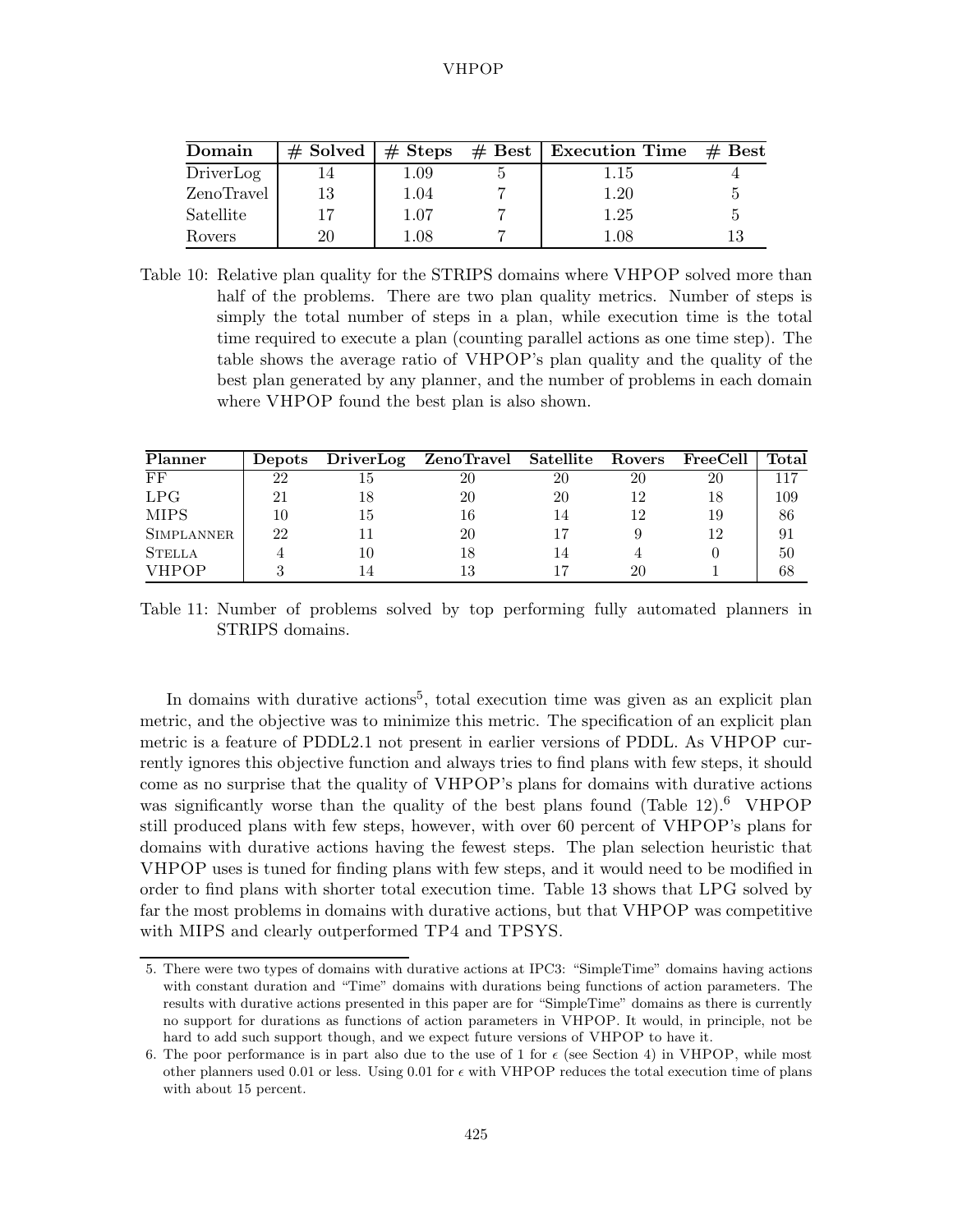| Domain | # Solved | # Steps | # Best | Execution Time | # Best |
|---|---|---|---|---|---|
| DriverLog | 14 | 1.09 | 5 | 1.15 | 4 |
| ZenoTravel | 13 | 1.04 | 7 | 1.20 | 5 |
| Satellite | 17 | 1.07 | 7 | 1.25 | 5 |
| Rovers | 20 | 1.08 | 7 | 1.08 | 13 |

Table 10: Relative plan quality for the STRIPS domains where VHPOP solved more than half of the problems. There are two plan quality metrics. Number of steps is simply the total number of steps in a plan, while execution time is the total time required to execute a plan (counting parallel actions as one time step). The table shows the average ratio of VHPOP's plan quality and the quality of the best plan generated by any planner, and the number of problems in each domain where VHPOP found the best plan is also shown.

| Planner | Depots | DriverLog | ZenoTravel | Satellite | Rovers | FreeCell | Total |
|---|---|---|---|---|---|---|---|
| FF | 22 | 15 | 20 | 20 | 20 | 20 | 117 |
| LPG | 21 | 18 | 20 | 20 | 12 | 18 | 109 |
| MIPS | 10 | 15 | 16 | 14 | 12 | 19 | 86 |
| SIMPLANNER | 22 | 11 | 20 | 17 | 9 | 12 | 91 |
| STELLA | 4 | 10 | 18 | 14 | 4 | 0 | 50 |
| VHPOP | 3 | 14 | 13 | 17 | 20 | 1 | 68 |

Table 11: Number of problems solved by top performing fully automated planners in STRIPS domains.

In domains with durative actions[5], total execution time was given as an explicit plan metric, and the objective was to minimize this metric. The specification of an explicit plan metric is a feature of PDDL2.1 not present in earlier versions of PDDL. As VHPOP currently ignores this objective function and always tries to find plans with few steps, it should come as no surprise that the quality of VHPOP's plans for domains with durative actions was significantly worse than the quality of the best plans found (Table 12).[6] VHPOP still produced plans with few steps, however, with over 60 percent of VHPOP's plans for domains with durative actions having the fewest steps. The plan selection heuristic that VHPOP uses is tuned for finding plans with few steps, and it would need to be modified in order to find plans with shorter total execution time. Table 13 shows that LPG solved by far the most problems in domains with durative actions, but that VHPOP was competitive with MIPS and clearly outperformed TP4 and TPSYS.

5. There were two types of domains with durative actions at IPC3: "SimpleTime" domains having actions with constant duration and "Time" domains with durations being functions of action parameters. The results with durative actions presented in this paper are for "SimpleTime" domains as there is currently no support for durations as functions of action parameters in VHPOP. It would, in principle, not be hard to add such support though, and we expect future versions of VHPOP to have it.

6. The poor performance is in part also due to the use of 1 for $\epsilon$ (see Section 4) in VHPOP, while most other planners used 0.01 or less. Using 0.01 for $\epsilon$ with VHPOP reduces the total execution time of plans with about 15 percent.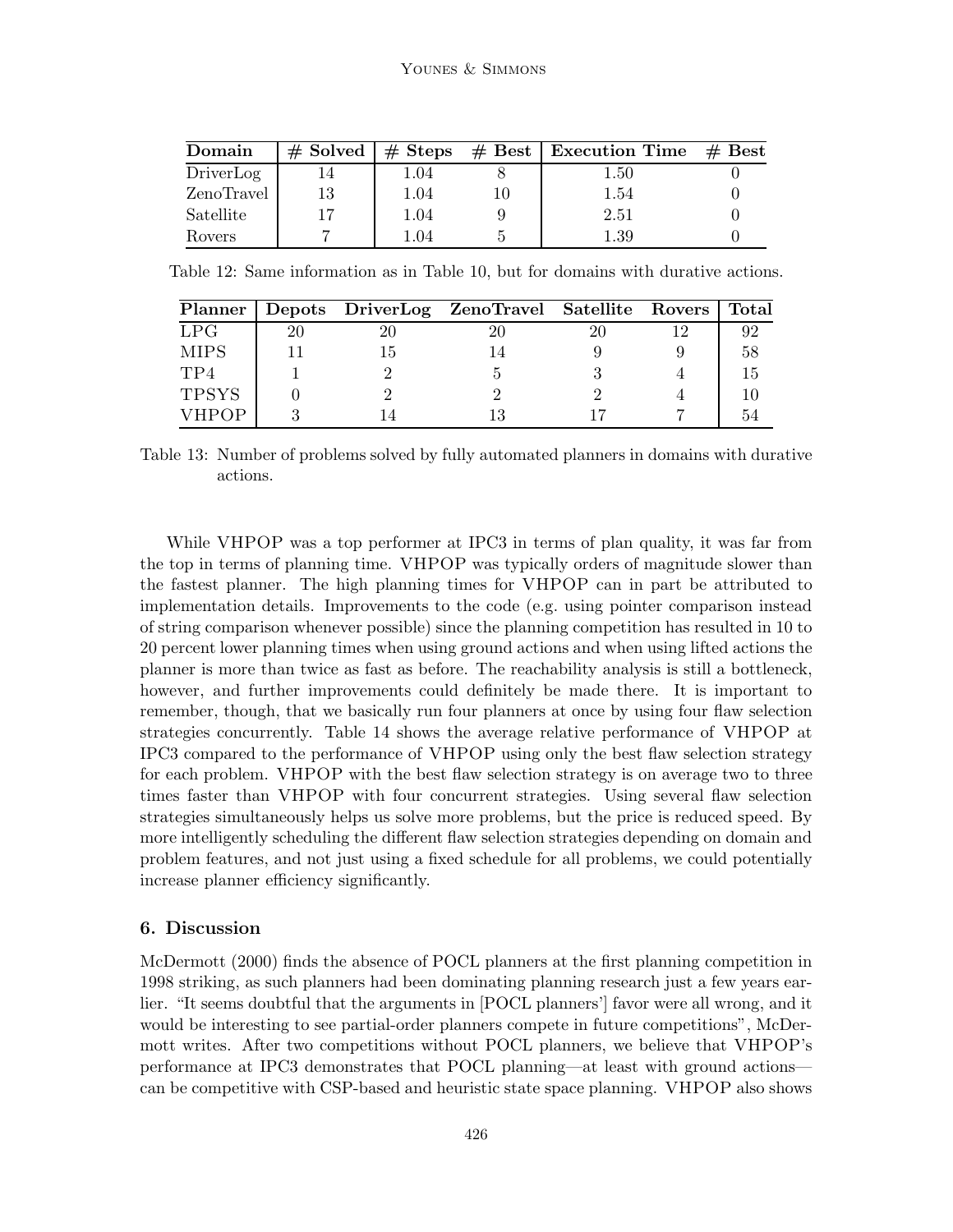| Domain | # Solved | # Steps | # Best | Execution Time | # Best |
|---|---|---|---|---|---|
| DriverLog | 14 | 1.04 | 8 | 1.50 | 0 |
| ZenoTravel | 13 | 1.04 | 10 | 1.54 | 0 |
| Satellite | 17 | 1.04 | 9 | 2.51 | 0 |
| Rovers | 7 | 1.04 | 5 | 1.39 | 0 |

Table 12: Same information as in Table 10, but for domains with durative actions.

| Planner | Depots | DriverLog | ZenoTravel | Satellite | Rovers | Total |
|---|---|---|---|---|---|---|
| LPG | 20 | 20 | 20 | 20 | 12 | 92 |
| MIPS | 11 | 15 | 14 | 9 | 9 | 58 |
| TP4 | 1 | 2 | 5 | 3 | 4 | 15 |
| TPSYS | 0 | 2 | 2 | 2 | 4 | 10 |
| VHPOP | 3 | 14 | 13 | 17 | 7 | 54 |

Table 13: Number of problems solved by fully automated planners in domains with durative actions.

While VHPOP was a top performer at IPC3 in terms of plan quality, it was far from the top in terms of planning time. VHPOP was typically orders of magnitude slower than the fastest planner. The high planning times for VHPOP can in part be attributed to implementation details. Improvements to the code (e.g. using pointer comparison instead of string comparison whenever possible) since the planning competition has resulted in 10 to 20 percent lower planning times when using ground actions and when using lifted actions the planner is more than twice as fast as before. The reachability analysis is still a bottleneck, however, and further improvements could definitely be made there. It is important to remember, though, that we basically run four planners at once by using four flaw selection strategies concurrently. Table 14 shows the average relative performance of VHPOP at IPC3 compared to the performance of VHPOP using only the best flaw selection strategy for each problem. VHPOP with the best flaw selection strategy is on average two to three times faster than VHPOP with four concurrent strategies. Using several flaw selection strategies simultaneously helps us solve more problems, but the price is reduced speed. By more intelligently scheduling the different flaw selection strategies depending on domain and problem features, and not just using a fixed schedule for all problems, we could potentially increase planner efficiency significantly.

## 6. Discussion

McDermott (2000) finds the absence of POCL planners at the first planning competition in 1998 striking, as such planners had been dominating planning research just a few years earlier. "It seems doubtful that the arguments in [POCL planners'] favor were all wrong, and it would be interesting to see partial-order planners compete in future competitions", McDermott writes. After two competitions without POCL planners, we believe that VHPOP's performance at IPC3 demonstrates that POCL planning—at least with ground actions—can be competitive with CSP-based and heuristic state space planning. VHPOP also shows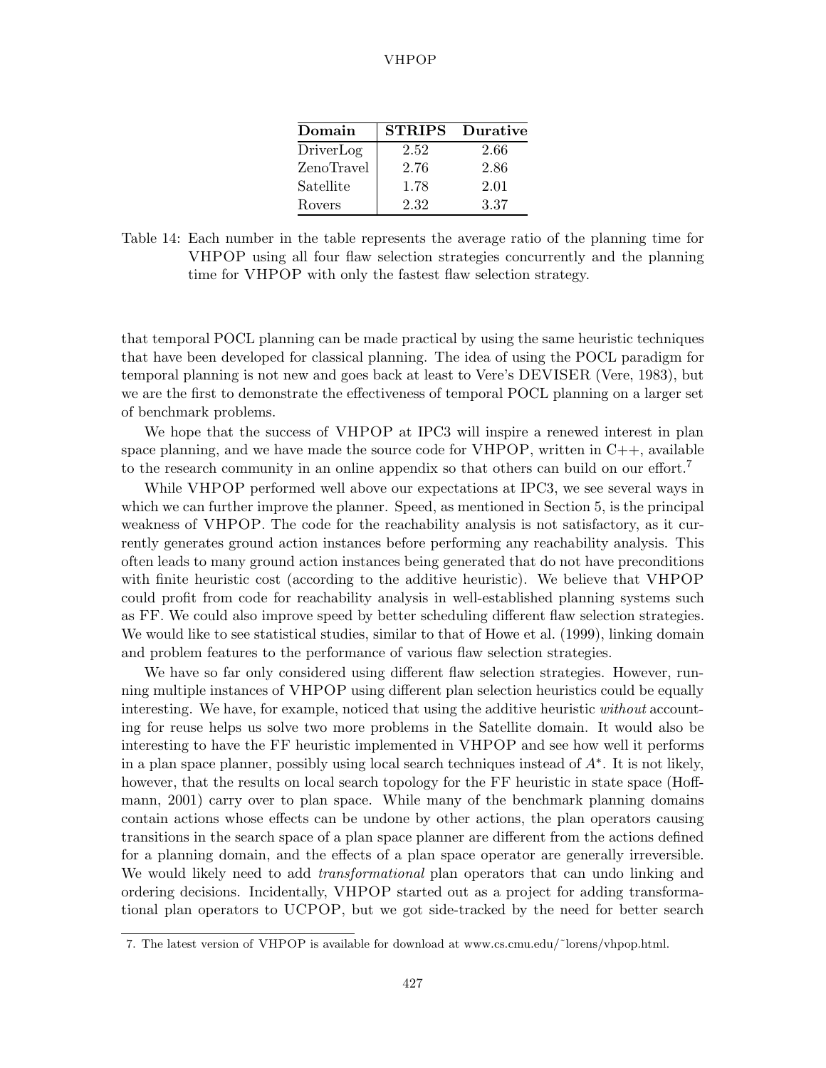| Domain | STRIPS | Durative |
|---|---|---|
| DriverLog | 2.52 | 2.66 |
| ZenoTravel | 2.76 | 2.86 |
| Satellite | 1.78 | 2.01 |
| Rovers | 2.32 | 3.37 |

Table 14: Each number in the table represents the average ratio of the planning time for VHPOP using all four flaw selection strategies concurrently and the planning time for VHPOP with only the fastest flaw selection strategy.

that temporal POCL planning can be made practical by using the same heuristic techniques that have been developed for classical planning. The idea of using the POCL paradigm for temporal planning is not new and goes back at least to Vere's DEVISER (Vere, 1983), but we are the first to demonstrate the effectiveness of temporal POCL planning on a larger set of benchmark problems.

We hope that the success of VHPOP at IPC3 will inspire a renewed interest in plan space planning, and we have made the source code for VHPOP, written in C++, available to the research community in an online appendix so that others can build on our effort.[7]

While VHPOP performed well above our expectations at IPC3, we see several ways in which we can further improve the planner. Speed, as mentioned in Section 5, is the principal weakness of VHPOP. The code for the reachability analysis is not satisfactory, as it currently generates ground action instances before performing any reachability analysis. This often leads to many ground action instances being generated that do not have preconditions with finite heuristic cost (according to the additive heuristic). We believe that VHPOP could profit from code for reachability analysis in well-established planning systems such as FF. We could also improve speed by better scheduling different flaw selection strategies. We would like to see statistical studies, similar to that of Howe et al. (1999), linking domain and problem features to the performance of various flaw selection strategies.

We have so far only considered using different flaw selection strategies. However, running multiple instances of VHPOP using different plan selection heuristics could be equally interesting. We have, for example, noticed that using the additive heuristic *without* accounting for reuse helps us solve two more problems in the Satellite domain. It would also be interesting to have the FF heuristic implemented in VHPOP and see how well it performs in a plan space planner, possibly using local search techniques instead of $A^*$. It is not likely, however, that the results on local search topology for the FF heuristic in state space (Hoffmann, 2001) carry over to plan space. While many of the benchmark planning domains contain actions whose effects can be undone by other actions, the plan operators causing transitions in the search space of a plan space planner are different from the actions defined for a planning domain, and the effects of a plan space operator are generally irreversible. We would likely need to add *transformational* plan operators that can undo linking and ordering decisions. Incidentally, VHPOP started out as a project for adding transformational plan operators to UCPOP, but we got side-tracked by the need for better search

7. The latest version of VHPOP is available for download at www.cs.cmu.edu/~lorens/vhpop.html.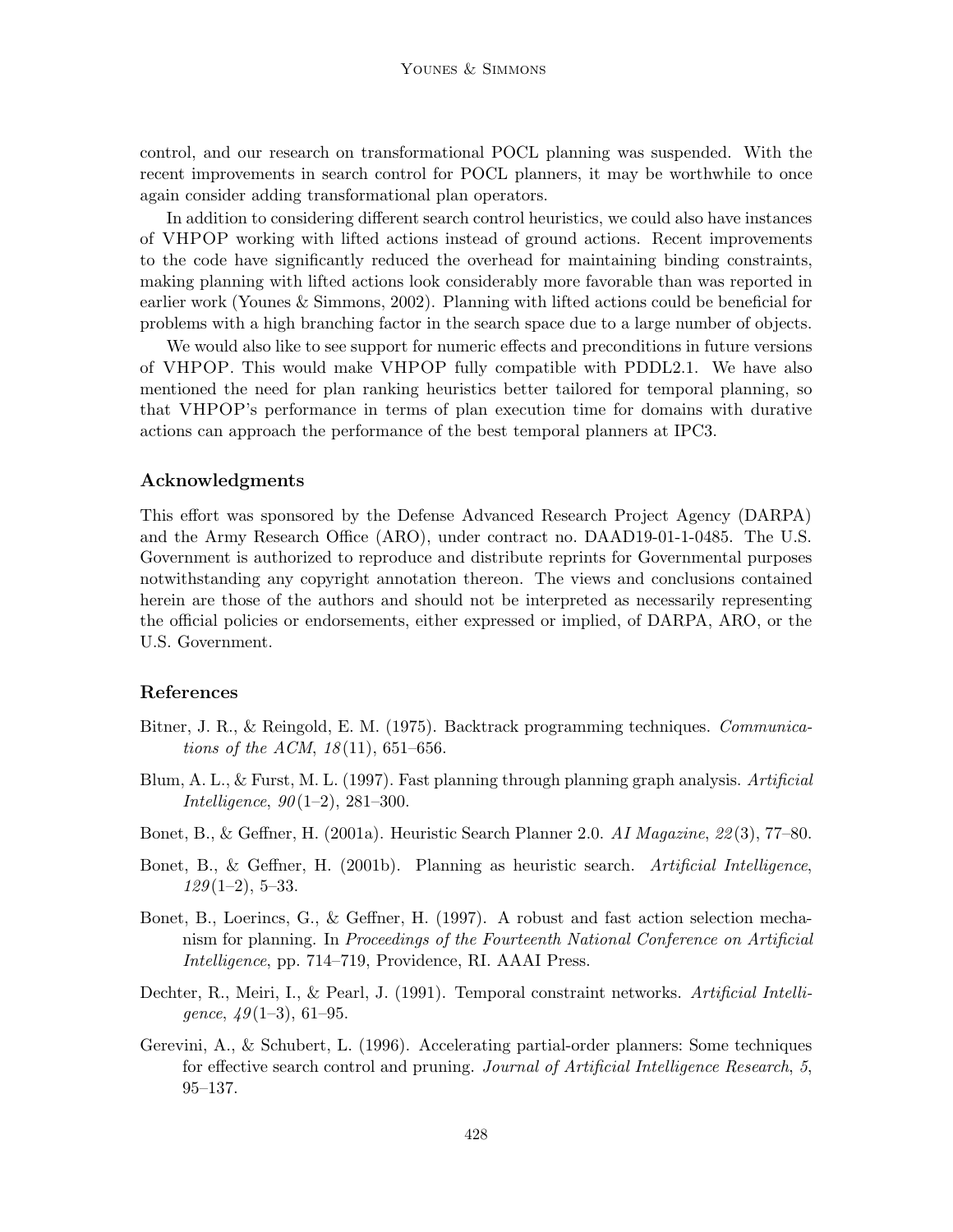control, and our research on transformational POCL planning was suspended. With the recent improvements in search control for POCL planners, it may be worthwhile to once again consider adding transformational plan operators.

In addition to considering different search control heuristics, we could also have instances of VHPOP working with lifted actions instead of ground actions. Recent improvements to the code have significantly reduced the overhead for maintaining binding constraints, making planning with lifted actions look considerably more favorable than was reported in earlier work (Younes & Simmons, 2002). Planning with lifted actions could be beneficial for problems with a high branching factor in the search space due to a large number of objects.

We would also like to see support for numeric effects and preconditions in future versions of VHPOP. This would make VHPOP fully compatible with PDDL2.1. We have also mentioned the need for plan ranking heuristics better tailored for temporal planning, so that VHPOP's performance in terms of plan execution time for domains with durative actions can approach the performance of the best temporal planners at IPC3.

## Acknowledgments

This effort was sponsored by the Defense Advanced Research Project Agency (DARPA) and the Army Research Office (ARO), under contract no. DAAD19-01-1-0485. The U.S. Government is authorized to reproduce and distribute reprints for Governmental purposes notwithstanding any copyright annotation thereon. The views and conclusions contained herein are those of the authors and should not be interpreted as necessarily representing the official policies or endorsements, either expressed or implied, of DARPA, ARO, or the U.S. Government.

## References

Bitner, J. R., & Reingold, E. M. (1975). Backtrack programming techniques. *Communications of the ACM*, *18*(11), 651–656.

Blum, A. L., & Furst, M. L. (1997). Fast planning through planning graph analysis. *Artificial Intelligence*, *90*(1–2), 281–300.

Bonet, B., & Geffner, H. (2001a). Heuristic Search Planner 2.0. *AI Magazine*, *22*(3), 77–80.

Bonet, B., & Geffner, H. (2001b). Planning as heuristic search. *Artificial Intelligence*, *129*(1–2), 5–33.

Bonet, B., Loerincs, G., & Geffner, H. (1997). A robust and fast action selection mechanism for planning. In *Proceedings of the Fourteenth National Conference on Artificial Intelligence*, pp. 714–719, Providence, RI. AAAI Press.

Dechter, R., Meiri, I., & Pearl, J. (1991). Temporal constraint networks. *Artificial Intelligence*, *49*(1–3), 61–95.

Gerevini, A., & Schubert, L. (1996). Accelerating partial-order planners: Some techniques for effective search control and pruning. *Journal of Artificial Intelligence Research*, *5*, 95–137.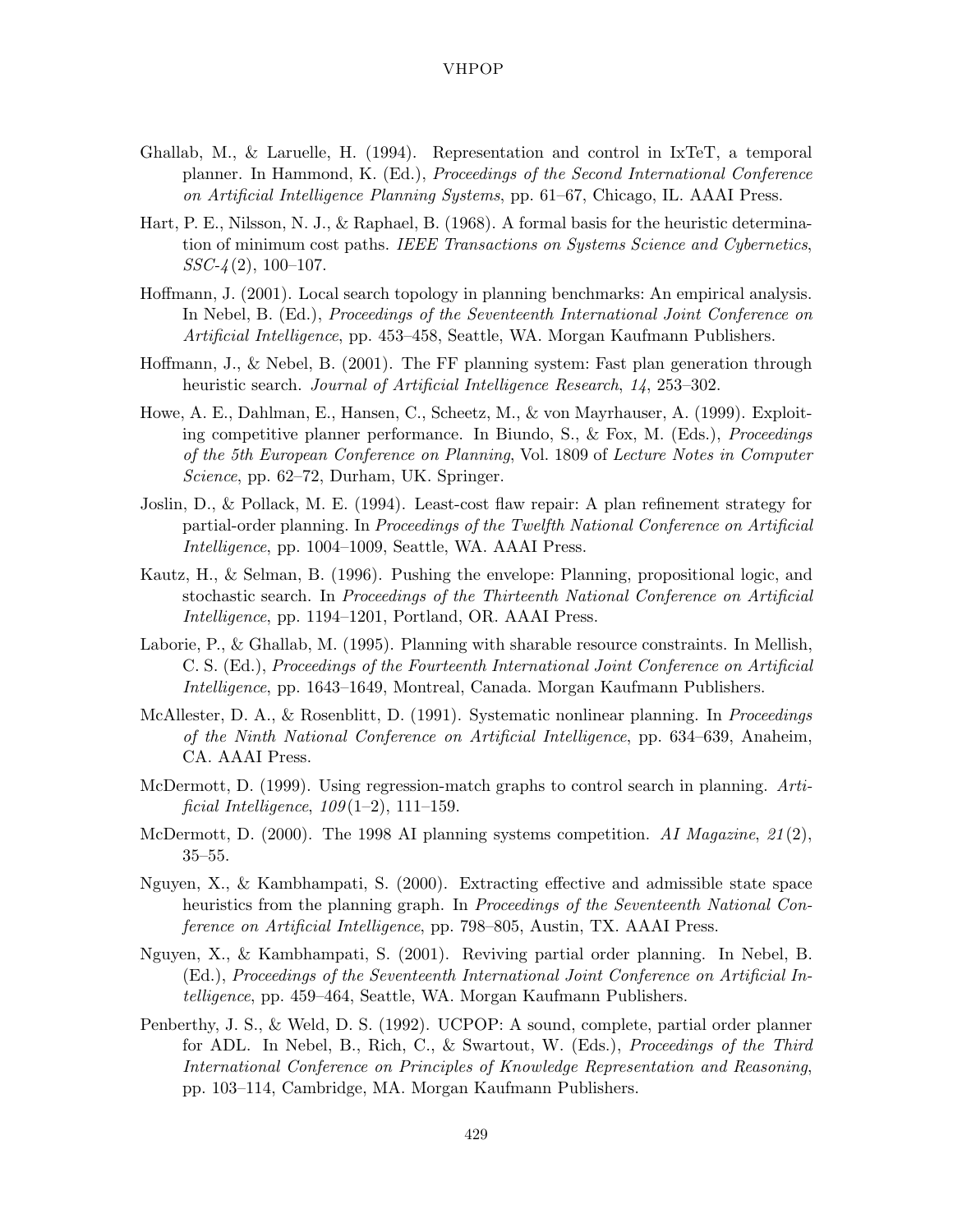Ghallab, M., & Laruelle, H. (1994). Representation and control in IxTeT, a temporal planner. In Hammond, K. (Ed.), *Proceedings of the Second International Conference on Artificial Intelligence Planning Systems*, pp. 61–67, Chicago, IL. AAAI Press.

Hart, P. E., Nilsson, N. J., & Raphael, B. (1968). A formal basis for the heuristic determination of minimum cost paths. *IEEE Transactions on Systems Science and Cybernetics*, *SSC-4*(2), 100–107.

Hoffmann, J. (2001). Local search topology in planning benchmarks: An empirical analysis. In Nebel, B. (Ed.), *Proceedings of the Seventeenth International Joint Conference on Artificial Intelligence*, pp. 453–458, Seattle, WA. Morgan Kaufmann Publishers.

Hoffmann, J., & Nebel, B. (2001). The FF planning system: Fast plan generation through heuristic search. *Journal of Artificial Intelligence Research*, *14*, 253–302.

Howe, A. E., Dahlman, E., Hansen, C., Scheetz, M., & von Mayrhauser, A. (1999). Exploiting competitive planner performance. In Biundo, S., & Fox, M. (Eds.), *Proceedings of the 5th European Conference on Planning*, Vol. 1809 of *Lecture Notes in Computer Science*, pp. 62–72, Durham, UK. Springer.

Joslin, D., & Pollack, M. E. (1994). Least-cost flaw repair: A plan refinement strategy for partial-order planning. In *Proceedings of the Twelfth National Conference on Artificial Intelligence*, pp. 1004–1009, Seattle, WA. AAAI Press.

Kautz, H., & Selman, B. (1996). Pushing the envelope: Planning, propositional logic, and stochastic search. In *Proceedings of the Thirteenth National Conference on Artificial Intelligence*, pp. 1194–1201, Portland, OR. AAAI Press.

Laborie, P., & Ghallab, M. (1995). Planning with sharable resource constraints. In Mellish, C. S. (Ed.), *Proceedings of the Fourteenth International Joint Conference on Artificial Intelligence*, pp. 1643–1649, Montreal, Canada. Morgan Kaufmann Publishers.

McAllester, D. A., & Rosenblitt, D. (1991). Systematic nonlinear planning. In *Proceedings of the Ninth National Conference on Artificial Intelligence*, pp. 634–639, Anaheim, CA. AAAI Press.

McDermott, D. (1999). Using regression-match graphs to control search in planning. *Artificial Intelligence*, *109*(1–2), 111–159.

McDermott, D. (2000). The 1998 AI planning systems competition. *AI Magazine*, *21*(2), 35–55.

Nguyen, X., & Kambhampati, S. (2000). Extracting effective and admissible state space heuristics from the planning graph. In *Proceedings of the Seventeenth National Conference on Artificial Intelligence*, pp. 798–805, Austin, TX. AAAI Press.

Nguyen, X., & Kambhampati, S. (2001). Reviving partial order planning. In Nebel, B. (Ed.), *Proceedings of the Seventeenth International Joint Conference on Artificial Intelligence*, pp. 459–464, Seattle, WA. Morgan Kaufmann Publishers.

Penberthy, J. S., & Weld, D. S. (1992). UCPOP: A sound, complete, partial order planner for ADL. In Nebel, B., Rich, C., & Swartout, W. (Eds.), *Proceedings of the Third International Conference on Principles of Knowledge Representation and Reasoning*, pp. 103–114, Cambridge, MA. Morgan Kaufmann Publishers.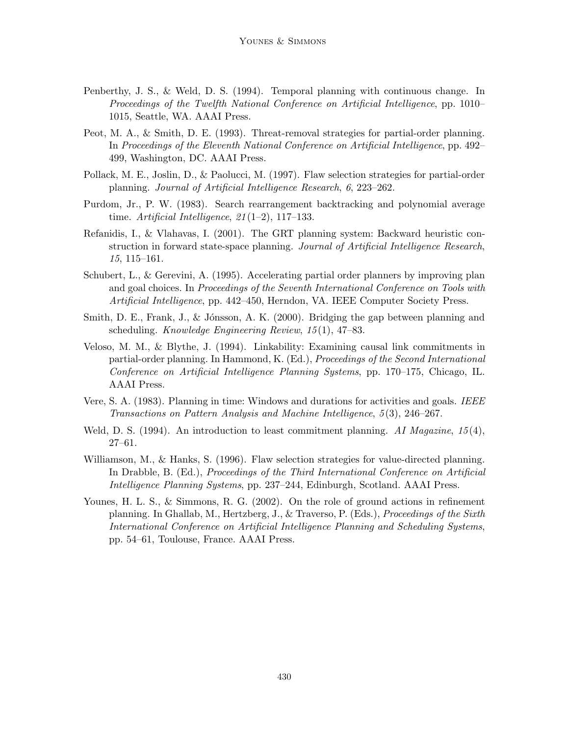Penberthy, J. S., & Weld, D. S. (1994). Temporal planning with continuous change. In *Proceedings of the Twelfth National Conference on Artificial Intelligence*, pp. 1010–1015, Seattle, WA. AAAI Press.

Peot, M. A., & Smith, D. E. (1993). Threat-removal strategies for partial-order planning. In *Proceedings of the Eleventh National Conference on Artificial Intelligence*, pp. 492–499, Washington, DC. AAAI Press.

Pollack, M. E., Joslin, D., & Paolucci, M. (1997). Flaw selection strategies for partial-order planning. *Journal of Artificial Intelligence Research*, *6*, 223–262.

Purdom, Jr., P. W. (1983). Search rearrangement backtracking and polynomial average time. *Artificial Intelligence*, *21*(1–2), 117–133.

Refanidis, I., & Vlahavas, I. (2001). The GRT planning system: Backward heuristic construction in forward state-space planning. *Journal of Artificial Intelligence Research*, *15*, 115–161.

Schubert, L., & Gerevini, A. (1995). Accelerating partial order planners by improving plan and goal choices. In *Proceedings of the Seventh International Conference on Tools with Artificial Intelligence*, pp. 442–450, Herndon, VA. IEEE Computer Society Press.

Smith, D. E., Frank, J., & Jónsson, A. K. (2000). Bridging the gap between planning and scheduling. *Knowledge Engineering Review*, *15*(1), 47–83.

Veloso, M. M., & Blythe, J. (1994). Linkability: Examining causal link commitments in partial-order planning. In Hammond, K. (Ed.), *Proceedings of the Second International Conference on Artificial Intelligence Planning Systems*, pp. 170–175, Chicago, IL. AAAI Press.

Vere, S. A. (1983). Planning in time: Windows and durations for activities and goals. *IEEE Transactions on Pattern Analysis and Machine Intelligence*, *5*(3), 246–267.

Weld, D. S. (1994). An introduction to least commitment planning. *AI Magazine*, *15*(4), 27–61.

Williamson, M., & Hanks, S. (1996). Flaw selection strategies for value-directed planning. In Drabble, B. (Ed.), *Proceedings of the Third International Conference on Artificial Intelligence Planning Systems*, pp. 237–244, Edinburgh, Scotland. AAAI Press.

Younes, H. L. S., & Simmons, R. G. (2002). On the role of ground actions in refinement planning. In Ghallab, M., Hertzberg, J., & Traverso, P. (Eds.), *Proceedings of the Sixth International Conference on Artificial Intelligence Planning and Scheduling Systems*, pp. 54–61, Toulouse, France. AAAI Press.